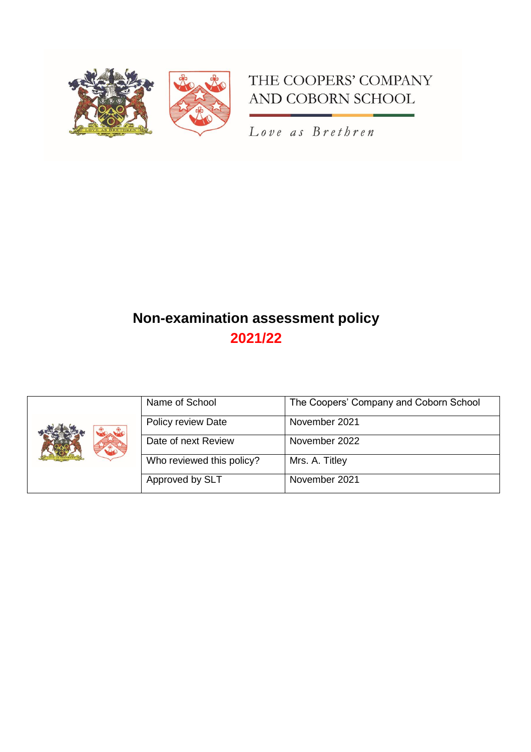THE COOPERS' COMPANY AND COBORN SCHOOL

*Love as Brethren*

# Non-examination assessment policy

## 2021/22

| | | |
|---|---|---|
| | Name of School | The Coopers' Company and Coborn School |
| | Policy review Date | November 2021 |
| | Date of next Review | November 2022 |
| | Who reviewed this policy? | Mrs. A. Titley |
| | Approved by SLT | November 2021 |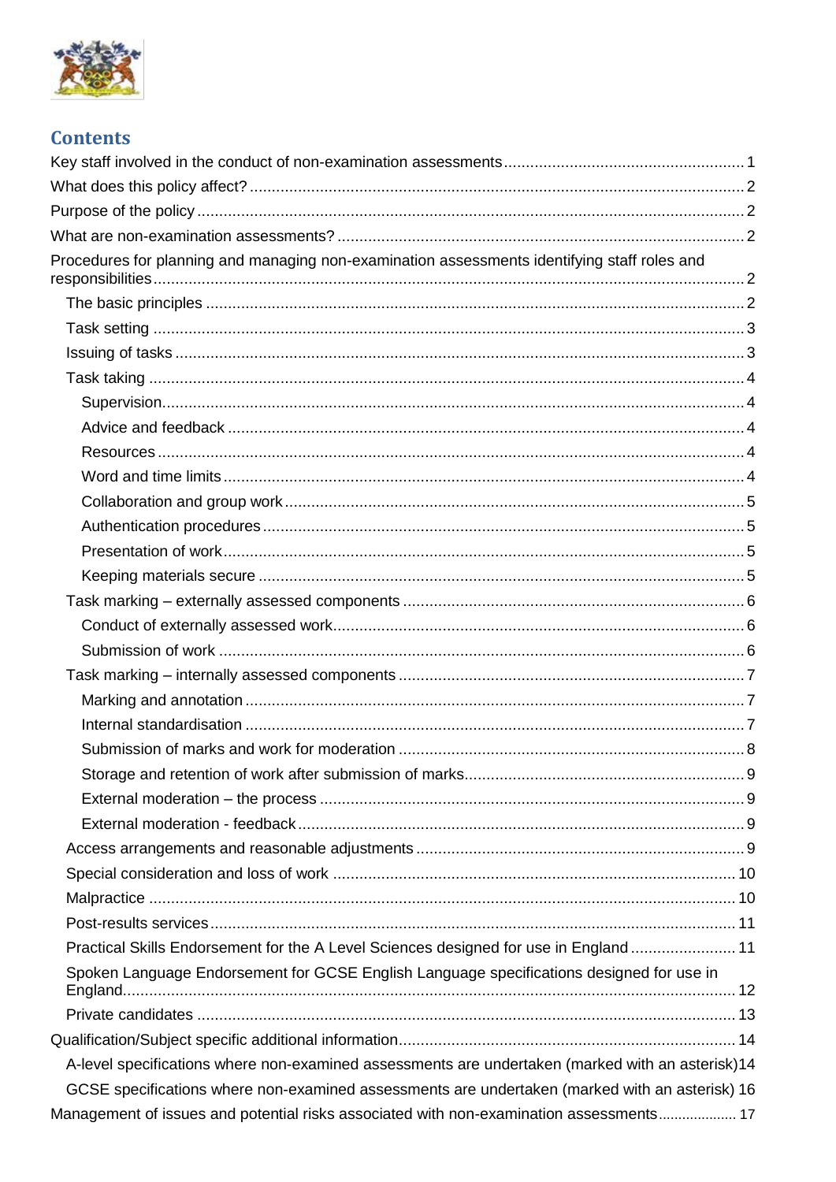## Contents

- Key staff involved in the conduct of non-examination assessments ........ 1
- What does this policy affect? ........ 2
- Purpose of the policy ........ 2
- What are non-examination assessments? ........ 2
- Procedures for planning and managing non-examination assessments identifying staff roles and responsibilities ........ 2
  - The basic principles ........ 2
  - Task setting ........ 3
  - Issuing of tasks ........ 3
  - Task taking ........ 4
    - Supervision ........ 4
    - Advice and feedback ........ 4
    - Resources ........ 4
    - Word and time limits ........ 4
    - Collaboration and group work ........ 5
    - Authentication procedures ........ 5
    - Presentation of work ........ 5
    - Keeping materials secure ........ 5
  - Task marking – externally assessed components ........ 6
    - Conduct of externally assessed work ........ 6
    - Submission of work ........ 6
  - Task marking – internally assessed components ........ 7
    - Marking and annotation ........ 7
    - Internal standardisation ........ 7
    - Submission of marks and work for moderation ........ 8
    - Storage and retention of work after submission of marks ........ 9
    - External moderation – the process ........ 9
    - External moderation - feedback ........ 9
  - Access arrangements and reasonable adjustments ........ 9
  - Special consideration and loss of work ........ 10
  - Malpractice ........ 10
  - Post-results services ........ 11
  - Practical Skills Endorsement for the A Level Sciences designed for use in England ........ 11
  - Spoken Language Endorsement for GCSE English Language specifications designed for use in England ........ 12
  - Private candidates ........ 13
- Qualification/Subject specific additional information ........ 14
  - A-level specifications where non-examined assessments are undertaken (marked with an asterisk) 14
  - GCSE specifications where non-examined assessments are undertaken (marked with an asterisk) 16
- Management of issues and potential risks associated with non-examination assessments ........ 17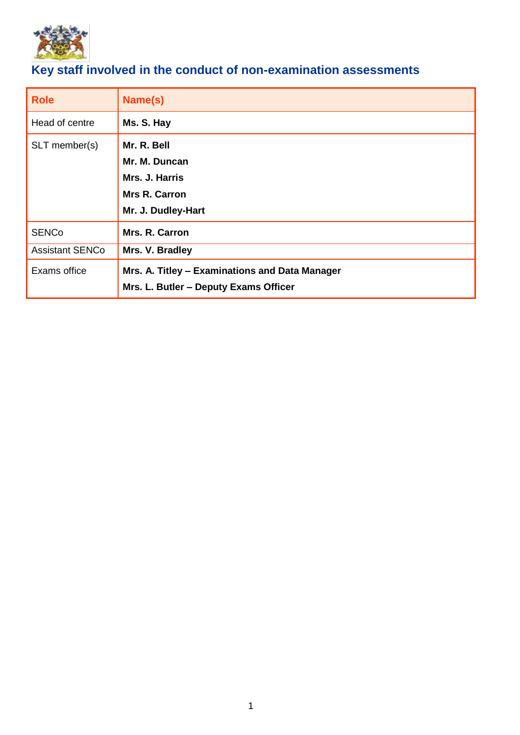## Key staff involved in the conduct of non-examination assessments

| Role | Name(s) |
|---|---|
| Head of centre | **Ms. S. Hay** |
| SLT member(s) | **Mr. R. Bell**<br>**Mr. M. Duncan**<br>**Mrs. J. Harris**<br>**Mrs R. Carron**<br>**Mr. J. Dudley-Hart** |
| SENCo | **Mrs. R. Carron** |
| Assistant SENCo | **Mrs. V. Bradley** |
| Exams office | **Mrs. A. Titley – Examinations and Data Manager**<br>**Mrs. L. Butler – Deputy Exams Officer** |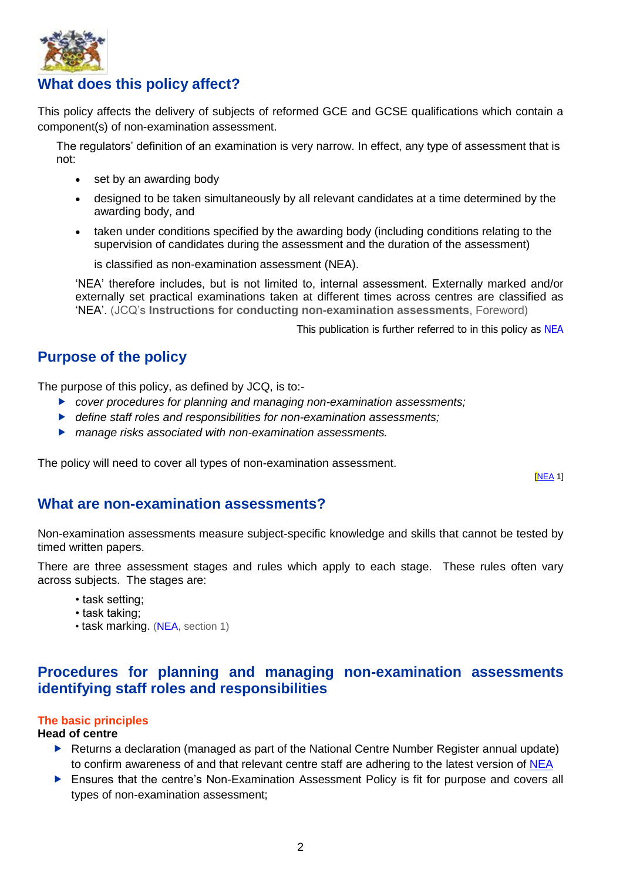## What does this policy affect?

This policy affects the delivery of subjects of reformed GCE and GCSE qualifications which contain a component(s) of non-examination assessment.

The regulators' definition of an examination is very narrow. In effect, any type of assessment that is not:

- set by an awarding body
- designed to be taken simultaneously by all relevant candidates at a time determined by the awarding body, and
- taken under conditions specified by the awarding body (including conditions relating to the supervision of candidates during the assessment and the duration of the assessment)

is classified as non-examination assessment (NEA).

'NEA' therefore includes, but is not limited to, internal assessment. Externally marked and/or externally set practical examinations taken at different times across centres are classified as 'NEA'. (JCQ's **Instructions for conducting non-examination assessments**, Foreword)

This publication is further referred to in this policy as NEA

## Purpose of the policy

The purpose of this policy, as defined by JCQ, is to:-

- *cover procedures for planning and managing non-examination assessments;*
- *define staff roles and responsibilities for non-examination assessments;*
- *manage risks associated with non-examination assessments.*

The policy will need to cover all types of non-examination assessment.

[NEA 1]

## What are non-examination assessments?

Non-examination assessments measure subject-specific knowledge and skills that cannot be tested by timed written papers.

There are three assessment stages and rules which apply to each stage. These rules often vary across subjects. The stages are:

- task setting;
- task taking;
- task marking. (NEA, section 1)

## Procedures for planning and managing non-examination assessments identifying staff roles and responsibilities

### The basic principles

**Head of centre**

- Returns a declaration (managed as part of the National Centre Number Register annual update) to confirm awareness of and that relevant centre staff are adhering to the latest version of NEA
- Ensures that the centre's Non-Examination Assessment Policy is fit for purpose and covers all types of non-examination assessment;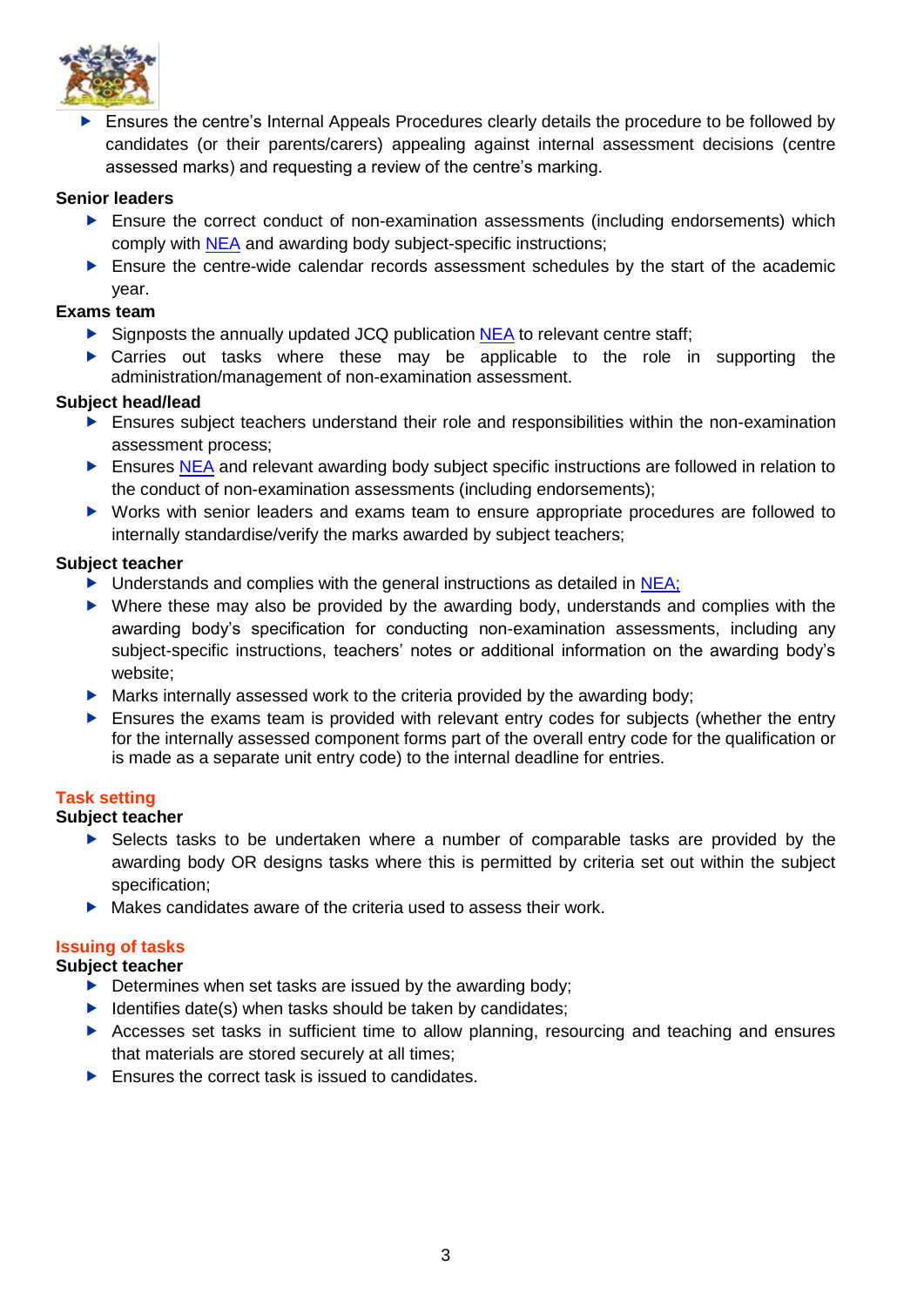- Ensures the centre's Internal Appeals Procedures clearly details the procedure to be followed by candidates (or their parents/carers) appealing against internal assessment decisions (centre assessed marks) and requesting a review of the centre's marking.

**Senior leaders**

- Ensure the correct conduct of non-examination assessments (including endorsements) which comply with NEA and awarding body subject-specific instructions;
- Ensure the centre-wide calendar records assessment schedules by the start of the academic year.

**Exams team**

- Signposts the annually updated JCQ publication NEA to relevant centre staff;
- Carries out tasks where these may be applicable to the role in supporting the administration/management of non-examination assessment.

**Subject head/lead**

- Ensures subject teachers understand their role and responsibilities within the non-examination assessment process;
- Ensures NEA and relevant awarding body subject specific instructions are followed in relation to the conduct of non-examination assessments (including endorsements);
- Works with senior leaders and exams team to ensure appropriate procedures are followed to internally standardise/verify the marks awarded by subject teachers;

**Subject teacher**

- Understands and complies with the general instructions as detailed in NEA;
- Where these may also be provided by the awarding body, understands and complies with the awarding body's specification for conducting non-examination assessments, including any subject-specific instructions, teachers' notes or additional information on the awarding body's website;
- Marks internally assessed work to the criteria provided by the awarding body;
- Ensures the exams team is provided with relevant entry codes for subjects (whether the entry for the internally assessed component forms part of the overall entry code for the qualification or is made as a separate unit entry code) to the internal deadline for entries.

## Task setting

**Subject teacher**

- Selects tasks to be undertaken where a number of comparable tasks are provided by the awarding body OR designs tasks where this is permitted by criteria set out within the subject specification;
- Makes candidates aware of the criteria used to assess their work.

## Issuing of tasks

**Subject teacher**

- Determines when set tasks are issued by the awarding body;
- Identifies date(s) when tasks should be taken by candidates;
- Accesses set tasks in sufficient time to allow planning, resourcing and teaching and ensures that materials are stored securely at all times;
- Ensures the correct task is issued to candidates.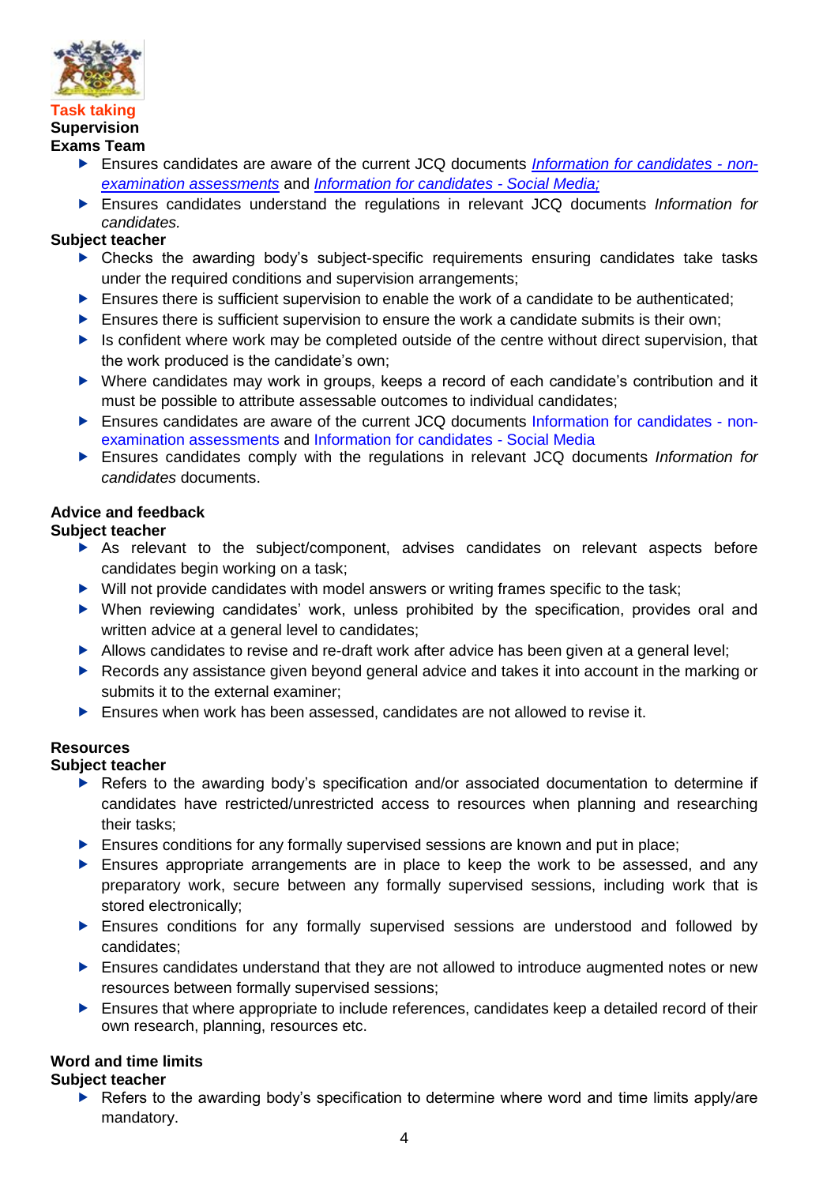## Task taking

**Supervision**

**Exams Team**

- Ensures candidates are aware of the current JCQ documents *Information for candidates - non-examination assessments* and *Information for candidates - Social Media;*
- Ensures candidates understand the regulations in relevant JCQ documents *Information for candidates.*

**Subject teacher**

- Checks the awarding body's subject-specific requirements ensuring candidates take tasks under the required conditions and supervision arrangements;
- Ensures there is sufficient supervision to enable the work of a candidate to be authenticated;
- Ensures there is sufficient supervision to ensure the work a candidate submits is their own;
- Is confident where work may be completed outside of the centre without direct supervision, that the work produced is the candidate's own;
- Where candidates may work in groups, keeps a record of each candidate's contribution and it must be possible to attribute assessable outcomes to individual candidates;
- Ensures candidates are aware of the current JCQ documents Information for candidates - non-examination assessments and Information for candidates - Social Media
- Ensures candidates comply with the regulations in relevant JCQ documents *Information for candidates* documents.

**Advice and feedback**

**Subject teacher**

- As relevant to the subject/component, advises candidates on relevant aspects before candidates begin working on a task;
- Will not provide candidates with model answers or writing frames specific to the task;
- When reviewing candidates' work, unless prohibited by the specification, provides oral and written advice at a general level to candidates;
- Allows candidates to revise and re-draft work after advice has been given at a general level;
- Records any assistance given beyond general advice and takes it into account in the marking or submits it to the external examiner;
- Ensures when work has been assessed, candidates are not allowed to revise it.

**Resources**

**Subject teacher**

- Refers to the awarding body's specification and/or associated documentation to determine if candidates have restricted/unrestricted access to resources when planning and researching their tasks;
- Ensures conditions for any formally supervised sessions are known and put in place;
- Ensures appropriate arrangements are in place to keep the work to be assessed, and any preparatory work, secure between any formally supervised sessions, including work that is stored electronically;
- Ensures conditions for any formally supervised sessions are understood and followed by candidates;
- Ensures candidates understand that they are not allowed to introduce augmented notes or new resources between formally supervised sessions;
- Ensures that where appropriate to include references, candidates keep a detailed record of their own research, planning, resources etc.

**Word and time limits**

**Subject teacher**

- Refers to the awarding body's specification to determine where word and time limits apply/are mandatory.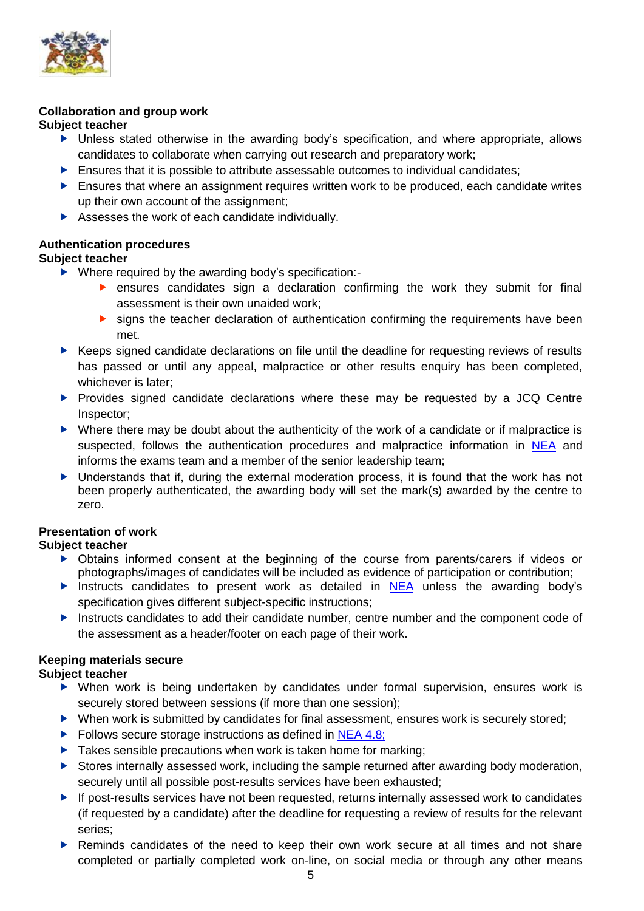**Collaboration and group work**

**Subject teacher**

- Unless stated otherwise in the awarding body's specification, and where appropriate, allows candidates to collaborate when carrying out research and preparatory work;
- Ensures that it is possible to attribute assessable outcomes to individual candidates;
- Ensures that where an assignment requires written work to be produced, each candidate writes up their own account of the assignment;
- Assesses the work of each candidate individually.

**Authentication procedures**

**Subject teacher**

- Where required by the awarding body's specification:-
  - ensures candidates sign a declaration confirming the work they submit for final assessment is their own unaided work;
  - signs the teacher declaration of authentication confirming the requirements have been met.
- Keeps signed candidate declarations on file until the deadline for requesting reviews of results has passed or until any appeal, malpractice or other results enquiry has been completed, whichever is later;
- Provides signed candidate declarations where these may be requested by a JCQ Centre Inspector;
- Where there may be doubt about the authenticity of the work of a candidate or if malpractice is suspected, follows the authentication procedures and malpractice information in NEA and informs the exams team and a member of the senior leadership team;
- Understands that if, during the external moderation process, it is found that the work has not been properly authenticated, the awarding body will set the mark(s) awarded by the centre to zero.

**Presentation of work**

**Subject teacher**

- Obtains informed consent at the beginning of the course from parents/carers if videos or photographs/images of candidates will be included as evidence of participation or contribution;
- Instructs candidates to present work as detailed in NEA unless the awarding body's specification gives different subject-specific instructions;
- Instructs candidates to add their candidate number, centre number and the component code of the assessment as a header/footer on each page of their work.

**Keeping materials secure**

**Subject teacher**

- When work is being undertaken by candidates under formal supervision, ensures work is securely stored between sessions (if more than one session);
- When work is submitted by candidates for final assessment, ensures work is securely stored;
- Follows secure storage instructions as defined in NEA 4.8;
- Takes sensible precautions when work is taken home for marking;
- Stores internally assessed work, including the sample returned after awarding body moderation, securely until all possible post-results services have been exhausted;
- If post-results services have not been requested, returns internally assessed work to candidates (if requested by a candidate) after the deadline for requesting a review of results for the relevant series;
- Reminds candidates of the need to keep their own work secure at all times and not share completed or partially completed work on-line, on social media or through any other means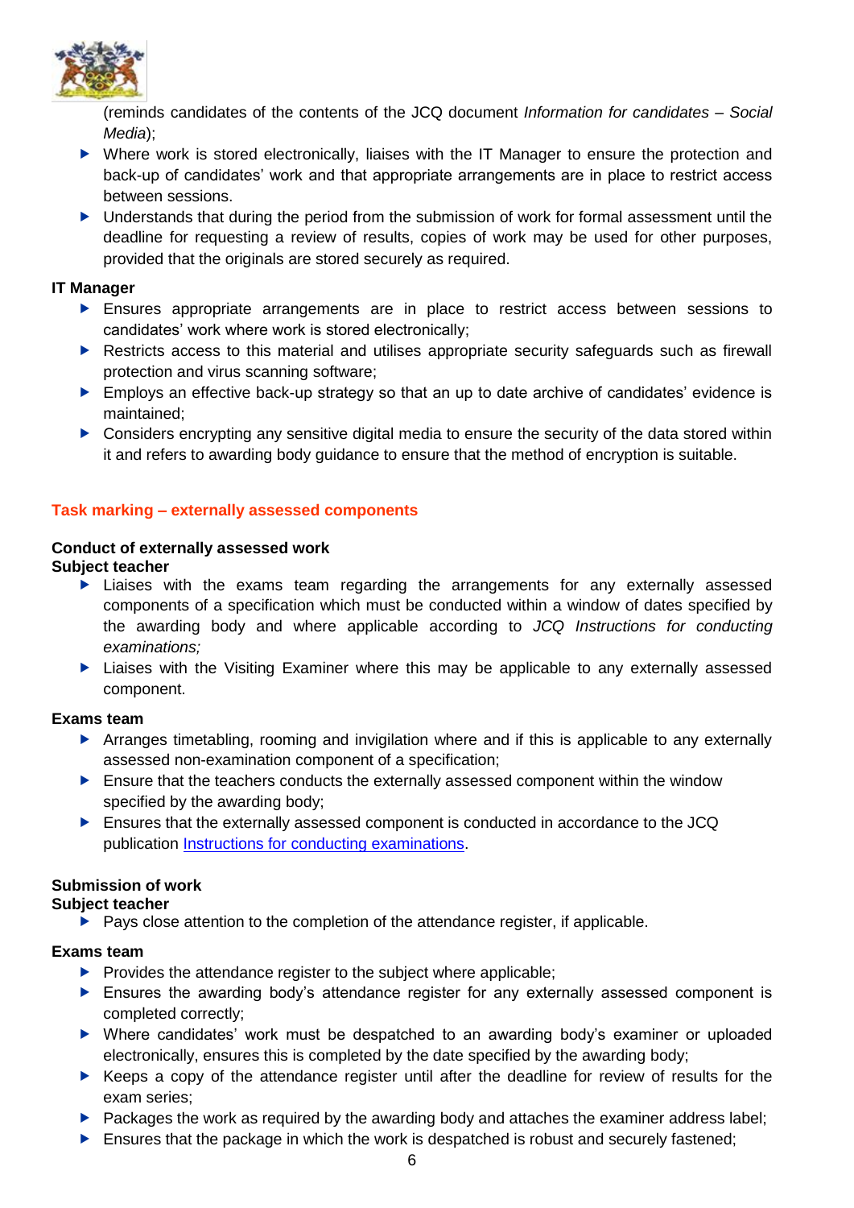(reminds candidates of the contents of the JCQ document *Information for candidates – Social Media*);

- Where work is stored electronically, liaises with the IT Manager to ensure the protection and back-up of candidates' work and that appropriate arrangements are in place to restrict access between sessions.
- Understands that during the period from the submission of work for formal assessment until the deadline for requesting a review of results, copies of work may be used for other purposes, provided that the originals are stored securely as required.

**IT Manager**

- Ensures appropriate arrangements are in place to restrict access between sessions to candidates' work where work is stored electronically;
- Restricts access to this material and utilises appropriate security safeguards such as firewall protection and virus scanning software;
- Employs an effective back-up strategy so that an up to date archive of candidates' evidence is maintained;
- Considers encrypting any sensitive digital media to ensure the security of the data stored within it and refers to awarding body guidance to ensure that the method of encryption is suitable.

## Task marking – externally assessed components

**Conduct of externally assessed work**

**Subject teacher**

- Liaises with the exams team regarding the arrangements for any externally assessed components of a specification which must be conducted within a window of dates specified by the awarding body and where applicable according to *JCQ Instructions for conducting examinations;*
- Liaises with the Visiting Examiner where this may be applicable to any externally assessed component.

**Exams team**

- Arranges timetabling, rooming and invigilation where and if this is applicable to any externally assessed non-examination component of a specification;
- Ensure that the teachers conducts the externally assessed component within the window specified by the awarding body;
- Ensures that the externally assessed component is conducted in accordance to the JCQ publication Instructions for conducting examinations.

**Submission of work**

**Subject teacher**

- Pays close attention to the completion of the attendance register, if applicable.

**Exams team**

- Provides the attendance register to the subject where applicable;
- Ensures the awarding body's attendance register for any externally assessed component is completed correctly;
- Where candidates' work must be despatched to an awarding body's examiner or uploaded electronically, ensures this is completed by the date specified by the awarding body;
- Keeps a copy of the attendance register until after the deadline for review of results for the exam series;
- Packages the work as required by the awarding body and attaches the examiner address label;
- Ensures that the package in which the work is despatched is robust and securely fastened;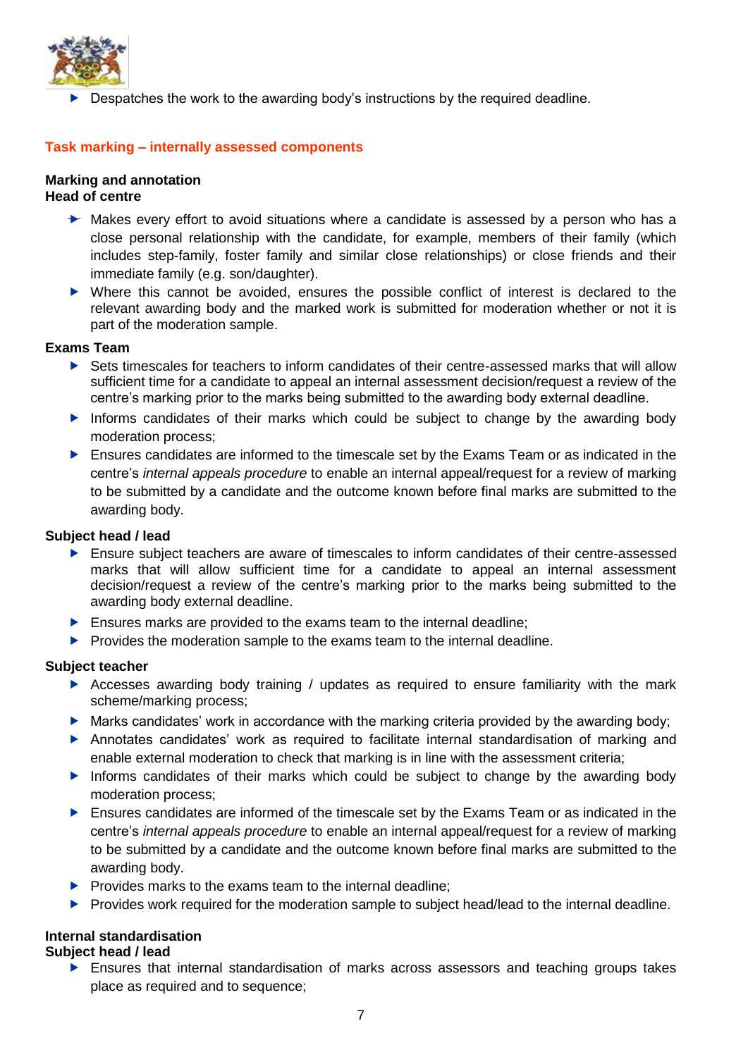- Despatches the work to the awarding body's instructions by the required deadline.

## Task marking – internally assessed components

**Marking and annotation**
**Head of centre**

- Makes every effort to avoid situations where a candidate is assessed by a person who has a close personal relationship with the candidate, for example, members of their family (which includes step-family, foster family and similar close relationships) or close friends and their immediate family (e.g. son/daughter).
- Where this cannot be avoided, ensures the possible conflict of interest is declared to the relevant awarding body and the marked work is submitted for moderation whether or not it is part of the moderation sample.

**Exams Team**

- Sets timescales for teachers to inform candidates of their centre-assessed marks that will allow sufficient time for a candidate to appeal an internal assessment decision/request a review of the centre's marking prior to the marks being submitted to the awarding body external deadline.
- Informs candidates of their marks which could be subject to change by the awarding body moderation process;
- Ensures candidates are informed to the timescale set by the Exams Team or as indicated in the centre's *internal appeals procedure* to enable an internal appeal/request for a review of marking to be submitted by a candidate and the outcome known before final marks are submitted to the awarding body.

**Subject head / lead**

- Ensure subject teachers are aware of timescales to inform candidates of their centre-assessed marks that will allow sufficient time for a candidate to appeal an internal assessment decision/request a review of the centre's marking prior to the marks being submitted to the awarding body external deadline.
- Ensures marks are provided to the exams team to the internal deadline;
- Provides the moderation sample to the exams team to the internal deadline.

**Subject teacher**

- Accesses awarding body training / updates as required to ensure familiarity with the mark scheme/marking process;
- Marks candidates' work in accordance with the marking criteria provided by the awarding body;
- Annotates candidates' work as required to facilitate internal standardisation of marking and enable external moderation to check that marking is in line with the assessment criteria;
- Informs candidates of their marks which could be subject to change by the awarding body moderation process;
- Ensures candidates are informed of the timescale set by the Exams Team or as indicated in the centre's *internal appeals procedure* to enable an internal appeal/request for a review of marking to be submitted by a candidate and the outcome known before final marks are submitted to the awarding body.
- Provides marks to the exams team to the internal deadline;
- Provides work required for the moderation sample to subject head/lead to the internal deadline.

**Internal standardisation**
**Subject head / lead**

- Ensures that internal standardisation of marks across assessors and teaching groups takes place as required and to sequence;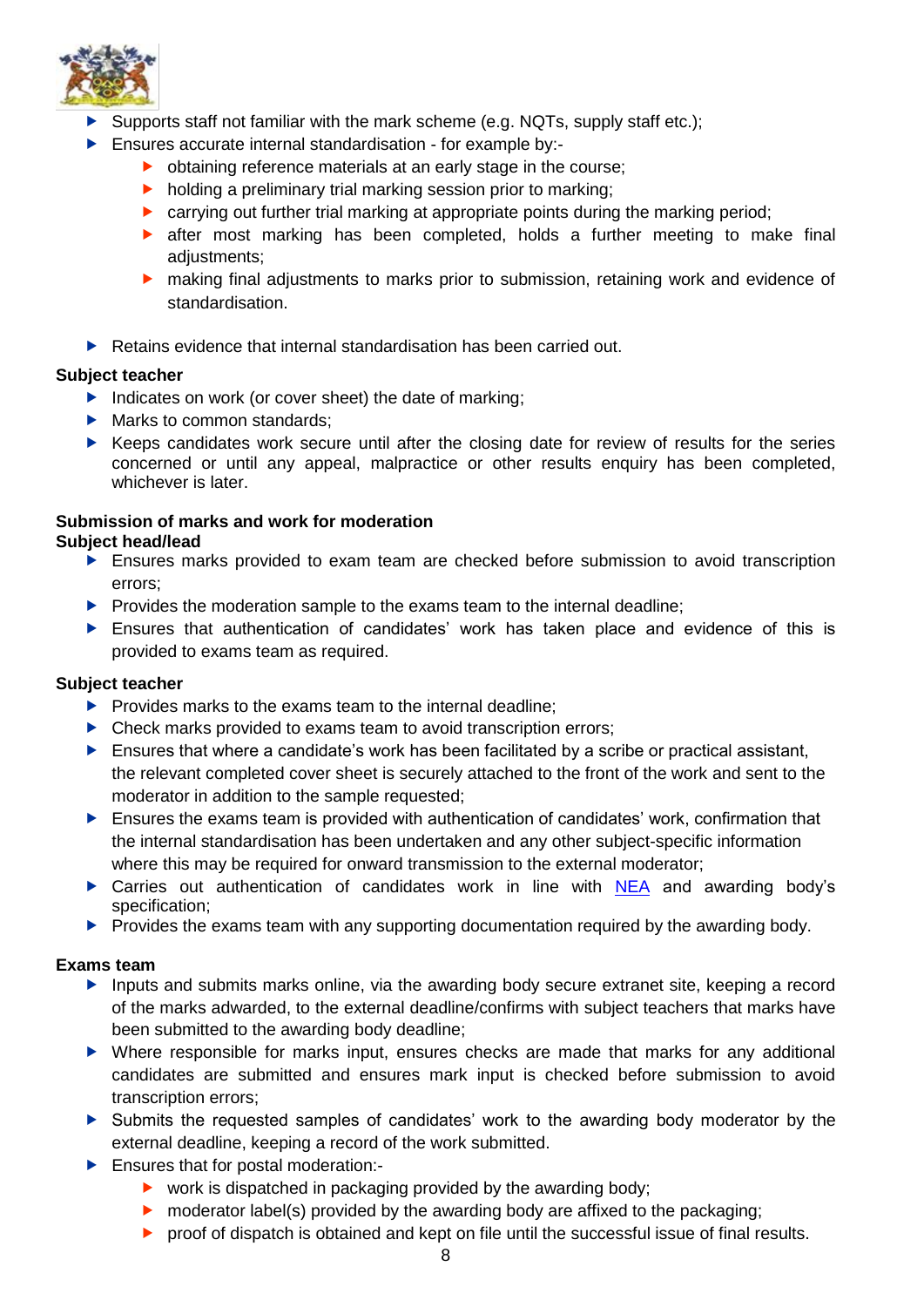- Supports staff not familiar with the mark scheme (e.g. NQTs, supply staff etc.);
- Ensures accurate internal standardisation - for example by:-
  - obtaining reference materials at an early stage in the course;
  - holding a preliminary trial marking session prior to marking;
  - carrying out further trial marking at appropriate points during the marking period;
  - after most marking has been completed, holds a further meeting to make final adjustments;
  - making final adjustments to marks prior to submission, retaining work and evidence of standardisation.
- Retains evidence that internal standardisation has been carried out.

**Subject teacher**

- Indicates on work (or cover sheet) the date of marking;
- Marks to common standards;
- Keeps candidates work secure until after the closing date for review of results for the series concerned or until any appeal, malpractice or other results enquiry has been completed, whichever is later.

**Submission of marks and work for moderation**

**Subject head/lead**

- Ensures marks provided to exam team are checked before submission to avoid transcription errors;
- Provides the moderation sample to the exams team to the internal deadline;
- Ensures that authentication of candidates' work has taken place and evidence of this is provided to exams team as required.

**Subject teacher**

- Provides marks to the exams team to the internal deadline;
- Check marks provided to exams team to avoid transcription errors;
- Ensures that where a candidate's work has been facilitated by a scribe or practical assistant, the relevant completed cover sheet is securely attached to the front of the work and sent to the moderator in addition to the sample requested;
- Ensures the exams team is provided with authentication of candidates' work, confirmation that the internal standardisation has been undertaken and any other subject-specific information where this may be required for onward transmission to the external moderator;
- Carries out authentication of candidates work in line with NEA and awarding body's specification;
- Provides the exams team with any supporting documentation required by the awarding body.

**Exams team**

- Inputs and submits marks online, via the awarding body secure extranet site, keeping a record of the marks adwarded, to the external deadline/confirms with subject teachers that marks have been submitted to the awarding body deadline;
- Where responsible for marks input, ensures checks are made that marks for any additional candidates are submitted and ensures mark input is checked before submission to avoid transcription errors;
- Submits the requested samples of candidates' work to the awarding body moderator by the external deadline, keeping a record of the work submitted.
- Ensures that for postal moderation:-
  - work is dispatched in packaging provided by the awarding body;
  - moderator label(s) provided by the awarding body are affixed to the packaging;
  - proof of dispatch is obtained and kept on file until the successful issue of final results.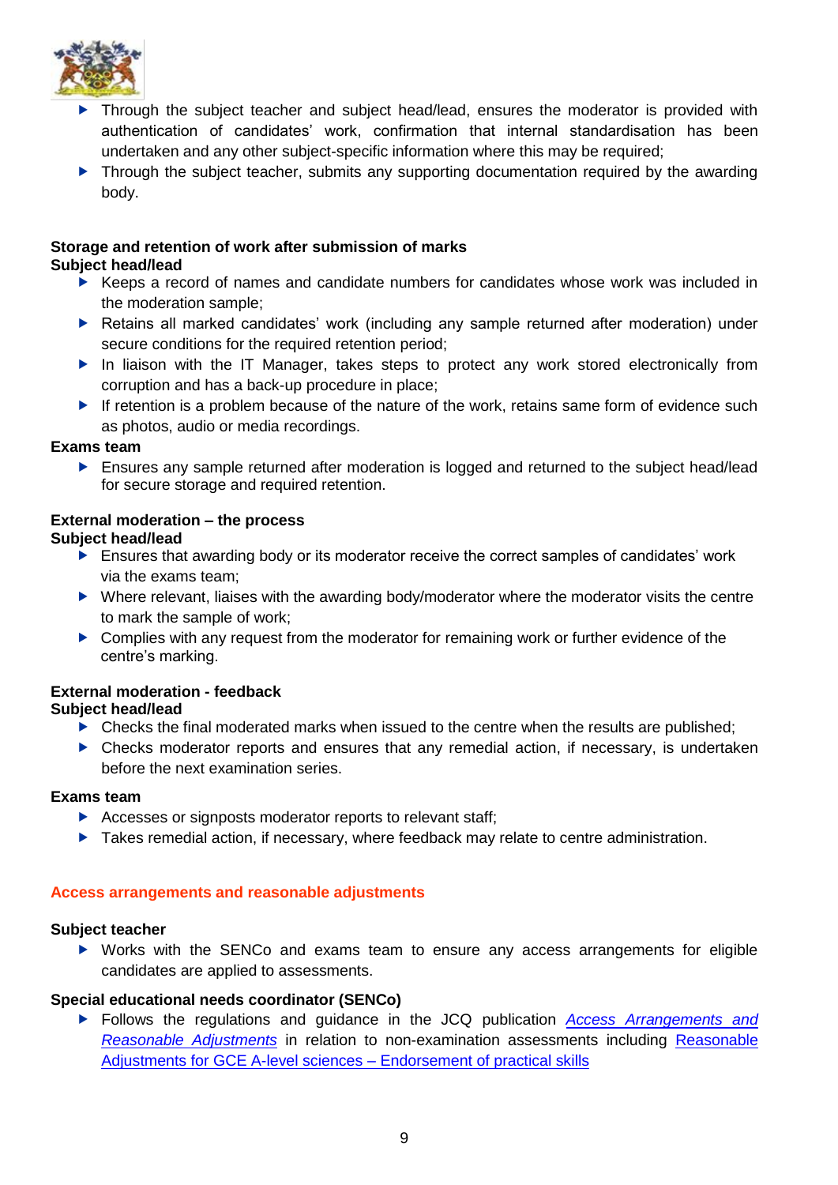- Through the subject teacher and subject head/lead, ensures the moderator is provided with authentication of candidates' work, confirmation that internal standardisation has been undertaken and any other subject-specific information where this may be required;
- Through the subject teacher, submits any supporting documentation required by the awarding body.

**Storage and retention of work after submission of marks**
**Subject head/lead**

- Keeps a record of names and candidate numbers for candidates whose work was included in the moderation sample;
- Retains all marked candidates' work (including any sample returned after moderation) under secure conditions for the required retention period;
- In liaison with the IT Manager, takes steps to protect any work stored electronically from corruption and has a back-up procedure in place;
- If retention is a problem because of the nature of the work, retains same form of evidence such as photos, audio or media recordings.

**Exams team**

- Ensures any sample returned after moderation is logged and returned to the subject head/lead for secure storage and required retention.

**External moderation – the process**
**Subject head/lead**

- Ensures that awarding body or its moderator receive the correct samples of candidates' work via the exams team;
- Where relevant, liaises with the awarding body/moderator where the moderator visits the centre to mark the sample of work;
- Complies with any request from the moderator for remaining work or further evidence of the centre's marking.

**External moderation - feedback**
**Subject head/lead**

- Checks the final moderated marks when issued to the centre when the results are published;
- Checks moderator reports and ensures that any remedial action, if necessary, is undertaken before the next examination series.

**Exams team**

- Accesses or signposts moderator reports to relevant staff;
- Takes remedial action, if necessary, where feedback may relate to centre administration.

## Access arrangements and reasonable adjustments

**Subject teacher**

- Works with the SENCo and exams team to ensure any access arrangements for eligible candidates are applied to assessments.

**Special educational needs coordinator (SENCo)**

- Follows the regulations and guidance in the JCQ publication *Access Arrangements and Reasonable Adjustments* in relation to non-examination assessments including Reasonable Adjustments for GCE A-level sciences – Endorsement of practical skills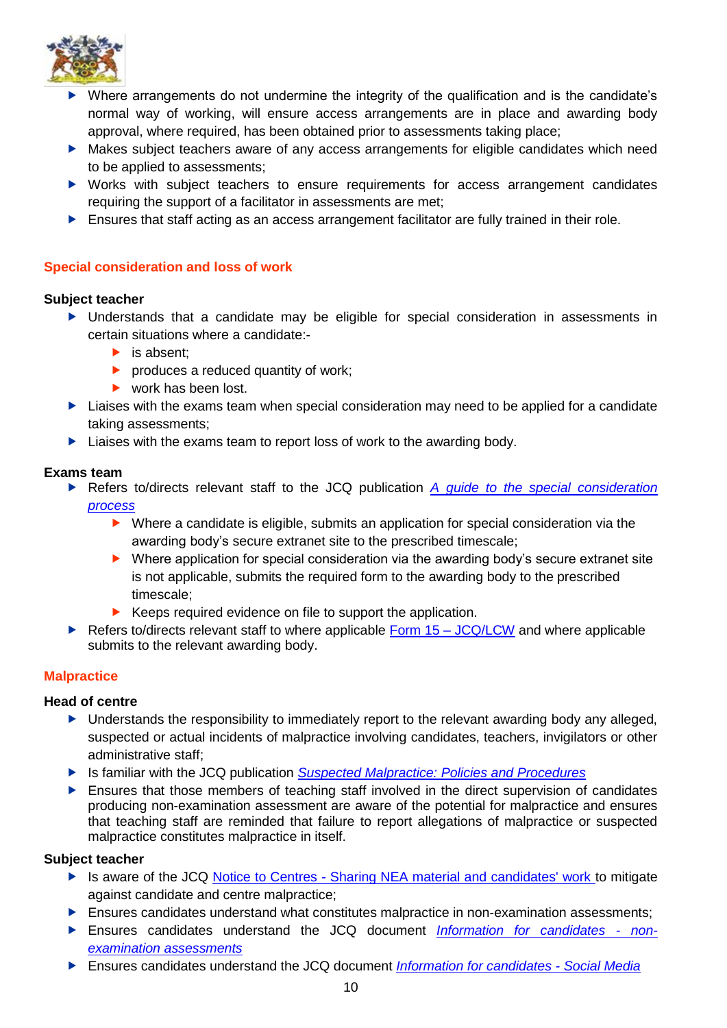- Where arrangements do not undermine the integrity of the qualification and is the candidate's normal way of working, will ensure access arrangements are in place and awarding body approval, where required, has been obtained prior to assessments taking place;
- Makes subject teachers aware of any access arrangements for eligible candidates which need to be applied to assessments;
- Works with subject teachers to ensure requirements for access arrangement candidates requiring the support of a facilitator in assessments are met;
- Ensures that staff acting as an access arrangement facilitator are fully trained in their role.

## Special consideration and loss of work

**Subject teacher**

- Understands that a candidate may be eligible for special consideration in assessments in certain situations where a candidate:-
  - is absent;
  - produces a reduced quantity of work;
  - work has been lost.
- Liaises with the exams team when special consideration may need to be applied for a candidate taking assessments;
- Liaises with the exams team to report loss of work to the awarding body.

**Exams team**

- Refers to/directs relevant staff to the JCQ publication *A guide to the special consideration process*
  - Where a candidate is eligible, submits an application for special consideration via the awarding body's secure extranet site to the prescribed timescale;
  - Where application for special consideration via the awarding body's secure extranet site is not applicable, submits the required form to the awarding body to the prescribed timescale;
  - Keeps required evidence on file to support the application.
- Refers to/directs relevant staff to where applicable Form 15 – JCQ/LCW and where applicable submits to the relevant awarding body.

## Malpractice

**Head of centre**

- Understands the responsibility to immediately report to the relevant awarding body any alleged, suspected or actual incidents of malpractice involving candidates, teachers, invigilators or other administrative staff;
- Is familiar with the JCQ publication *Suspected Malpractice: Policies and Procedures*
- Ensures that those members of teaching staff involved in the direct supervision of candidates producing non-examination assessment are aware of the potential for malpractice and ensures that teaching staff are reminded that failure to report allegations of malpractice or suspected malpractice constitutes malpractice in itself.

**Subject teacher**

- Is aware of the JCQ Notice to Centres - Sharing NEA material and candidates' work to mitigate against candidate and centre malpractice;
- Ensures candidates understand what constitutes malpractice in non-examination assessments;
- Ensures candidates understand the JCQ document *Information for candidates - non-examination assessments*
- Ensures candidates understand the JCQ document *Information for candidates - Social Media*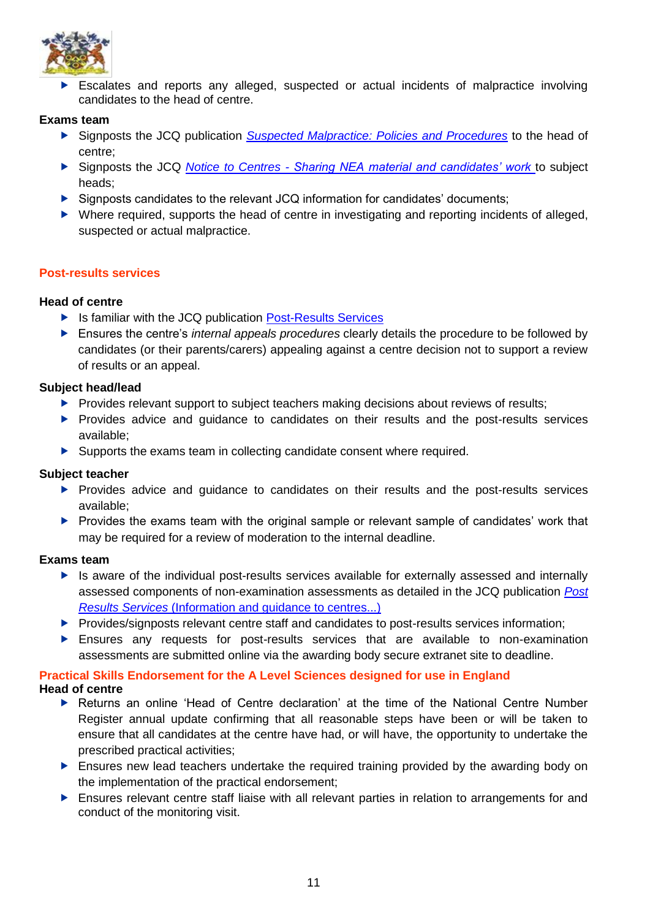- Escalates and reports any alleged, suspected or actual incidents of malpractice involving candidates to the head of centre.

**Exams team**

- Signposts the JCQ publication [*Suspected Malpractice: Policies and Procedures*]() to the head of centre;
- Signposts the JCQ [*Notice to Centres - Sharing NEA material and candidates' work*]() to subject heads;
- Signposts candidates to the relevant JCQ information for candidates' documents;
- Where required, supports the head of centre in investigating and reporting incidents of alleged, suspected or actual malpractice.

## Post-results services

**Head of centre**

- Is familiar with the JCQ publication [Post-Results Services]()
- Ensures the centre's *internal appeals procedures* clearly details the procedure to be followed by candidates (or their parents/carers) appealing against a centre decision not to support a review of results or an appeal.

**Subject head/lead**

- Provides relevant support to subject teachers making decisions about reviews of results;
- Provides advice and guidance to candidates on their results and the post-results services available;
- Supports the exams team in collecting candidate consent where required.

**Subject teacher**

- Provides advice and guidance to candidates on their results and the post-results services available;
- Provides the exams team with the original sample or relevant sample of candidates' work that may be required for a review of moderation to the internal deadline.

**Exams team**

- Is aware of the individual post-results services available for externally assessed and internally assessed components of non-examination assessments as detailed in the JCQ publication [*Post Results Services* (Information and guidance to centres...)]()
- Provides/signposts relevant centre staff and candidates to post-results services information;
- Ensures any requests for post-results services that are available to non-examination assessments are submitted online via the awarding body secure extranet site to deadline.

## Practical Skills Endorsement for the A Level Sciences designed for use in England

**Head of centre**

- Returns an online 'Head of Centre declaration' at the time of the National Centre Number Register annual update confirming that all reasonable steps have been or will be taken to ensure that all candidates at the centre have had, or will have, the opportunity to undertake the prescribed practical activities;
- Ensures new lead teachers undertake the required training provided by the awarding body on the implementation of the practical endorsement;
- Ensures relevant centre staff liaise with all relevant parties in relation to arrangements for and conduct of the monitoring visit.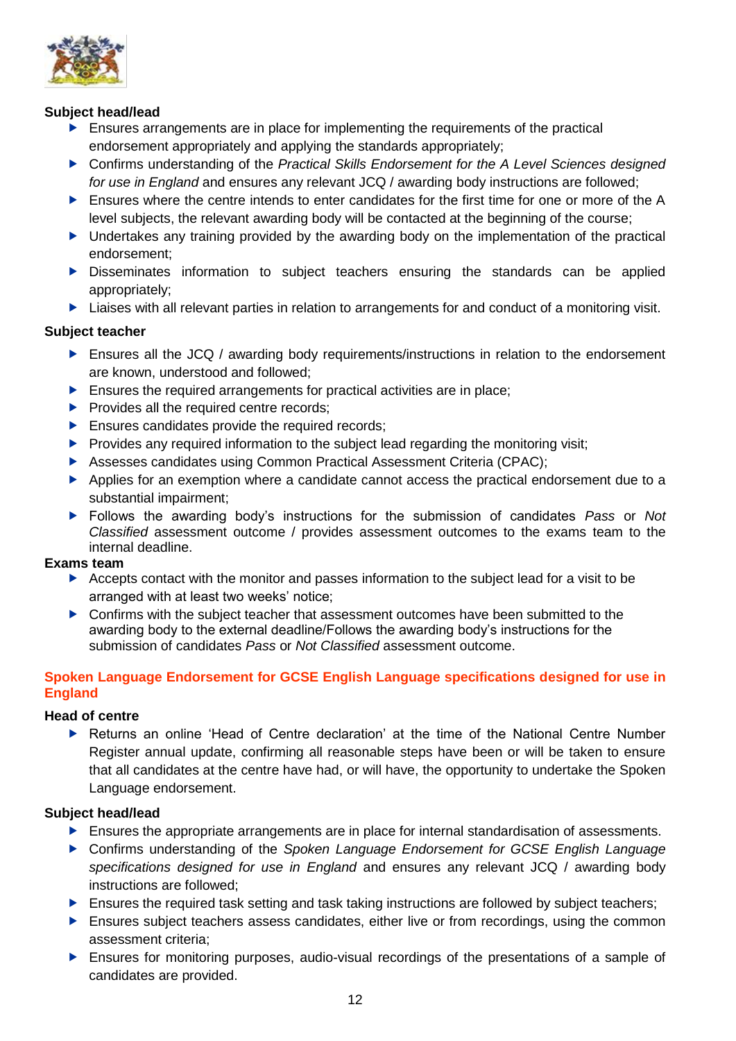**Subject head/lead**

- Ensures arrangements are in place for implementing the requirements of the practical endorsement appropriately and applying the standards appropriately;
- Confirms understanding of the *Practical Skills Endorsement for the A Level Sciences designed for use in England* and ensures any relevant JCQ / awarding body instructions are followed;
- Ensures where the centre intends to enter candidates for the first time for one or more of the A level subjects, the relevant awarding body will be contacted at the beginning of the course;
- Undertakes any training provided by the awarding body on the implementation of the practical endorsement;
- Disseminates information to subject teachers ensuring the standards can be applied appropriately;
- Liaises with all relevant parties in relation to arrangements for and conduct of a monitoring visit.

**Subject teacher**

- Ensures all the JCQ / awarding body requirements/instructions in relation to the endorsement are known, understood and followed;
- Ensures the required arrangements for practical activities are in place;
- Provides all the required centre records;
- Ensures candidates provide the required records;
- Provides any required information to the subject lead regarding the monitoring visit;
- Assesses candidates using Common Practical Assessment Criteria (CPAC);
- Applies for an exemption where a candidate cannot access the practical endorsement due to a substantial impairment;
- Follows the awarding body's instructions for the submission of candidates *Pass* or *Not Classified* assessment outcome / provides assessment outcomes to the exams team to the internal deadline.

**Exams team**

- Accepts contact with the monitor and passes information to the subject lead for a visit to be arranged with at least two weeks' notice;
- Confirms with the subject teacher that assessment outcomes have been submitted to the awarding body to the external deadline/Follows the awarding body's instructions for the submission of candidates *Pass* or *Not Classified* assessment outcome.

## Spoken Language Endorsement for GCSE English Language specifications designed for use in England

**Head of centre**

- Returns an online 'Head of Centre declaration' at the time of the National Centre Number Register annual update, confirming all reasonable steps have been or will be taken to ensure that all candidates at the centre have had, or will have, the opportunity to undertake the Spoken Language endorsement.

**Subject head/lead**

- Ensures the appropriate arrangements are in place for internal standardisation of assessments.
- Confirms understanding of the *Spoken Language Endorsement for GCSE English Language specifications designed for use in England* and ensures any relevant JCQ / awarding body instructions are followed;
- Ensures the required task setting and task taking instructions are followed by subject teachers;
- Ensures subject teachers assess candidates, either live or from recordings, using the common assessment criteria;
- Ensures for monitoring purposes, audio-visual recordings of the presentations of a sample of candidates are provided.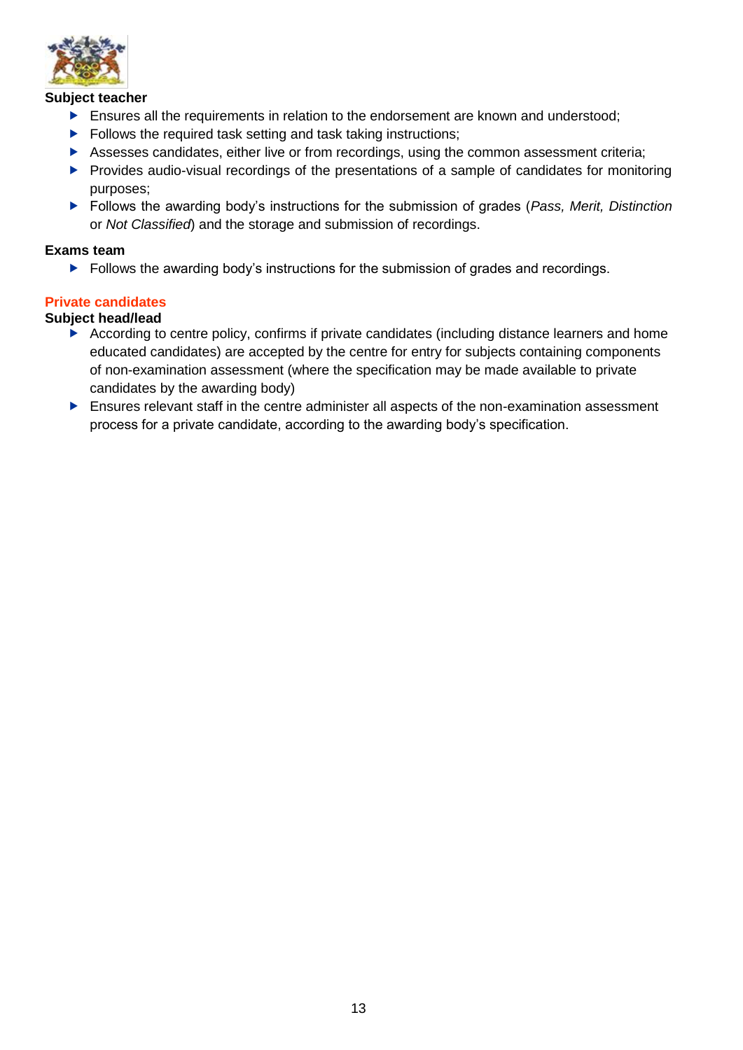**Subject teacher**

- Ensures all the requirements in relation to the endorsement are known and understood;
- Follows the required task setting and task taking instructions;
- Assesses candidates, either live or from recordings, using the common assessment criteria;
- Provides audio-visual recordings of the presentations of a sample of candidates for monitoring purposes;
- Follows the awarding body's instructions for the submission of grades (*Pass, Merit, Distinction* or *Not Classified*) and the storage and submission of recordings.

**Exams team**

- Follows the awarding body's instructions for the submission of grades and recordings.

## Private candidates

**Subject head/lead**

- According to centre policy, confirms if private candidates (including distance learners and home educated candidates) are accepted by the centre for entry for subjects containing components of non-examination assessment (where the specification may be made available to private candidates by the awarding body)
- Ensures relevant staff in the centre administer all aspects of the non-examination assessment process for a private candidate, according to the awarding body's specification.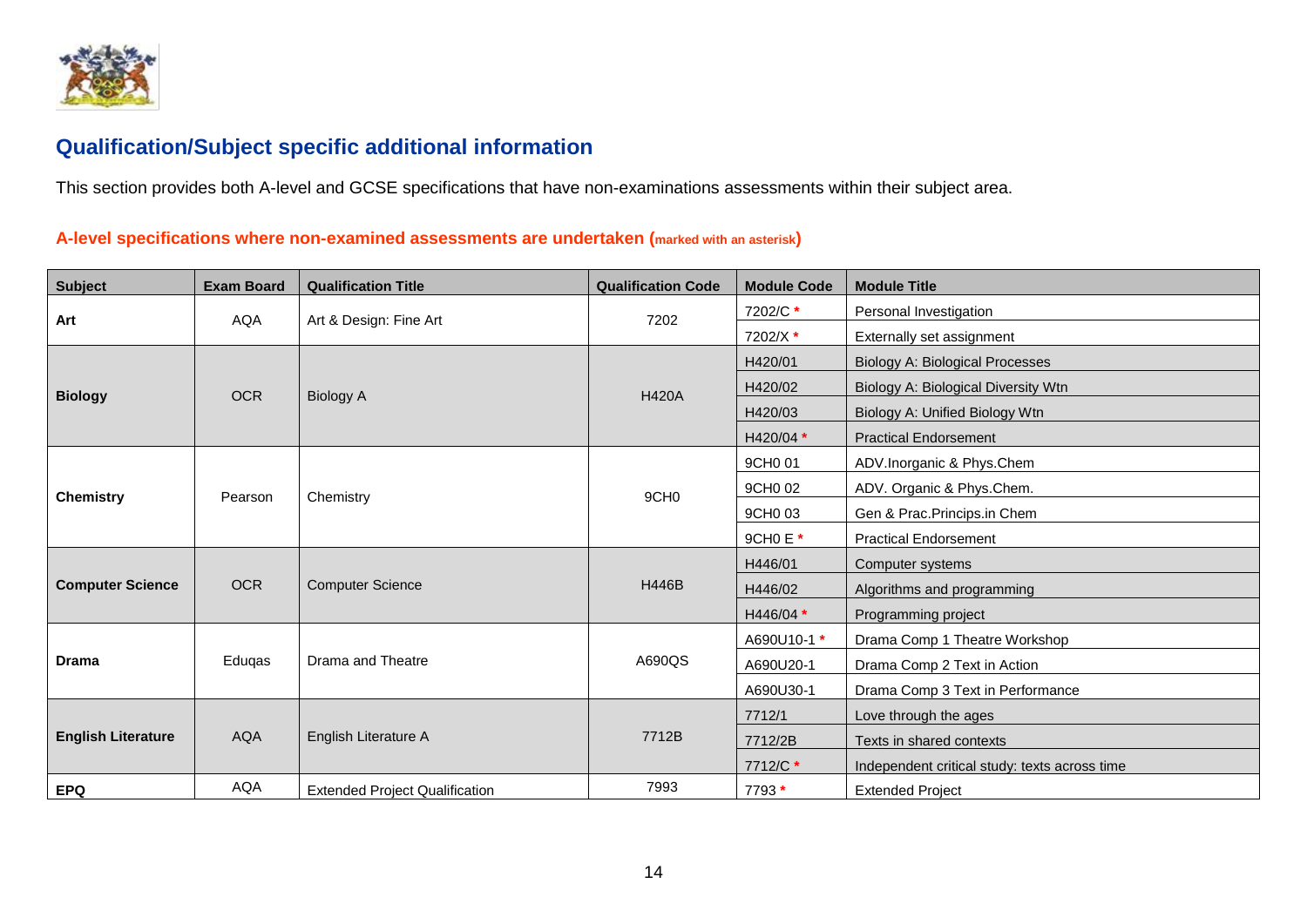## Qualification/Subject specific additional information

This section provides both A-level and GCSE specifications that have non-examinations assessments within their subject area.

### A-level specifications where non-examined assessments are undertaken (marked with an asterisk)

| Subject | Exam Board | Qualification Title | Qualification Code | Module Code | Module Title |
|---|---|---|---|---|---|
| **Art** | AQA | Art & Design: Fine Art | 7202 | 7202/C * | Personal Investigation |
| | | | | 7202/X * | Externally set assignment |
| **Biology** | OCR | Biology A | H420A | H420/01 | Biology A: Biological Processes |
| | | | | H420/02 | Biology A: Biological Diversity Wtn |
| | | | | H420/03 | Biology A: Unified Biology Wtn |
| | | | | H420/04 * | Practical Endorsement |
| **Chemistry** | Pearson | Chemistry | 9CH0 | 9CH0 01 | ADV.Inorganic & Phys.Chem |
| | | | | 9CH0 02 | ADV. Organic & Phys.Chem. |
| | | | | 9CH0 03 | Gen & Prac.Princips.in Chem |
| | | | | 9CH0 E * | Practical Endorsement |
| **Computer Science** | OCR | Computer Science | H446B | H446/01 | Computer systems |
| | | | | H446/02 | Algorithms and programming |
| | | | | H446/04 * | Programming project |
| **Drama** | Eduqas | Drama and Theatre | A690QS | A690U10-1 * | Drama Comp 1 Theatre Workshop |
| | | | | A690U20-1 | Drama Comp 2 Text in Action |
| | | | | A690U30-1 | Drama Comp 3 Text in Performance |
| **English Literature** | AQA | English Literature A | 7712B | 7712/1 | Love through the ages |
| | | | | 7712/2B | Texts in shared contexts |
| | | | | 7712/C * | Independent critical study: texts across time |
| **EPQ** | AQA | Extended Project Qualification | 7993 | 7793 * | Extended Project |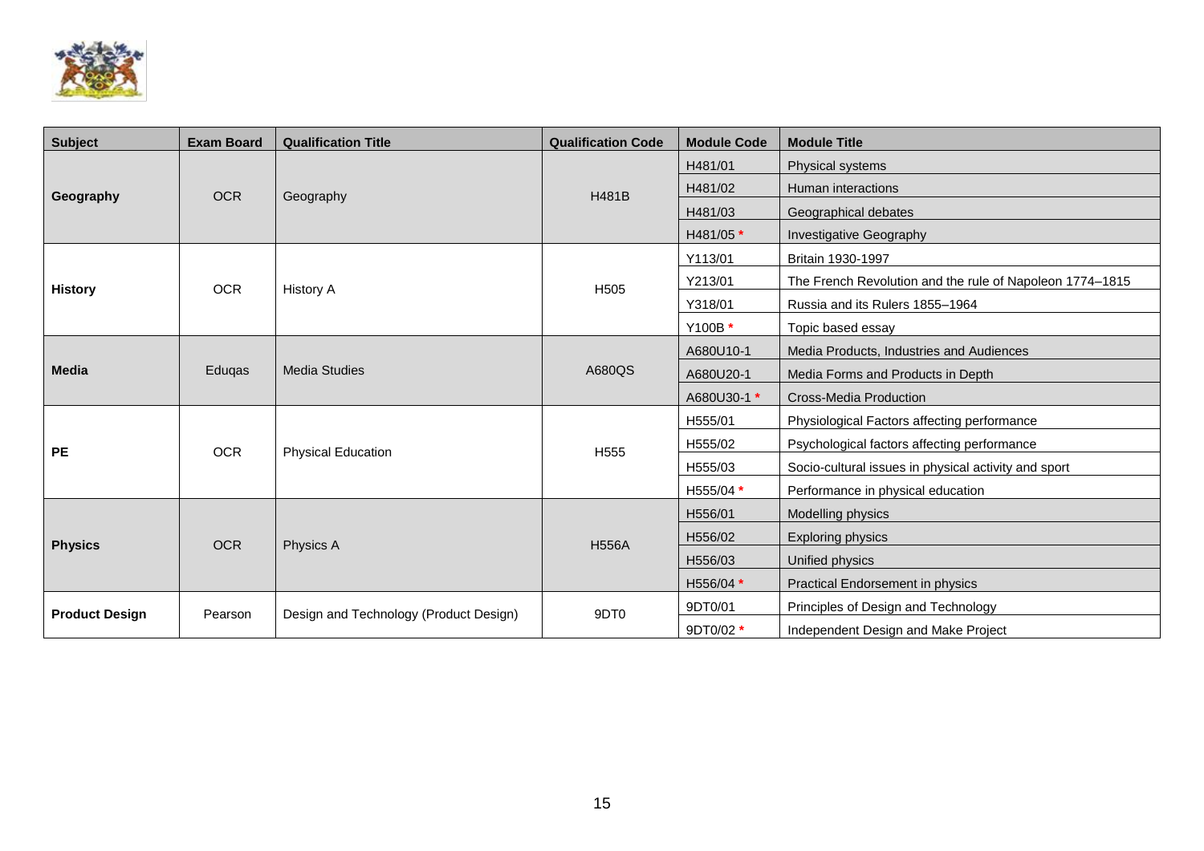| Subject | Exam Board | Qualification Title | Qualification Code | Module Code | Module Title |
|---|---|---|---|---|---|
| **Geography** | OCR | Geography | H481B | H481/01 | Physical systems |
| | | | | H481/02 | Human interactions |
| | | | | H481/03 | Geographical debates |
| | | | | H481/05 * | Investigative Geography |
| **History** | OCR | History A | H505 | Y113/01 | Britain 1930-1997 |
| | | | | Y213/01 | The French Revolution and the rule of Napoleon 1774–1815 |
| | | | | Y318/01 | Russia and its Rulers 1855–1964 |
| | | | | Y100B * | Topic based essay |
| **Media** | Eduqas | Media Studies | A680QS | A680U10-1 | Media Products, Industries and Audiences |
| | | | | A680U20-1 | Media Forms and Products in Depth |
| | | | | A680U30-1 * | Cross-Media Production |
| **PE** | OCR | Physical Education | H555 | H555/01 | Physiological Factors affecting performance |
| | | | | H555/02 | Psychological factors affecting performance |
| | | | | H555/03 | Socio-cultural issues in physical activity and sport |
| | | | | H555/04 * | Performance in physical education |
| **Physics** | OCR | Physics A | H556A | H556/01 | Modelling physics |
| | | | | H556/02 | Exploring physics |
| | | | | H556/03 | Unified physics |
| | | | | H556/04 * | Practical Endorsement in physics |
| **Product Design** | Pearson | Design and Technology (Product Design) | 9DT0 | 9DT0/01 | Principles of Design and Technology |
| | | | | 9DT0/02 * | Independent Design and Make Project |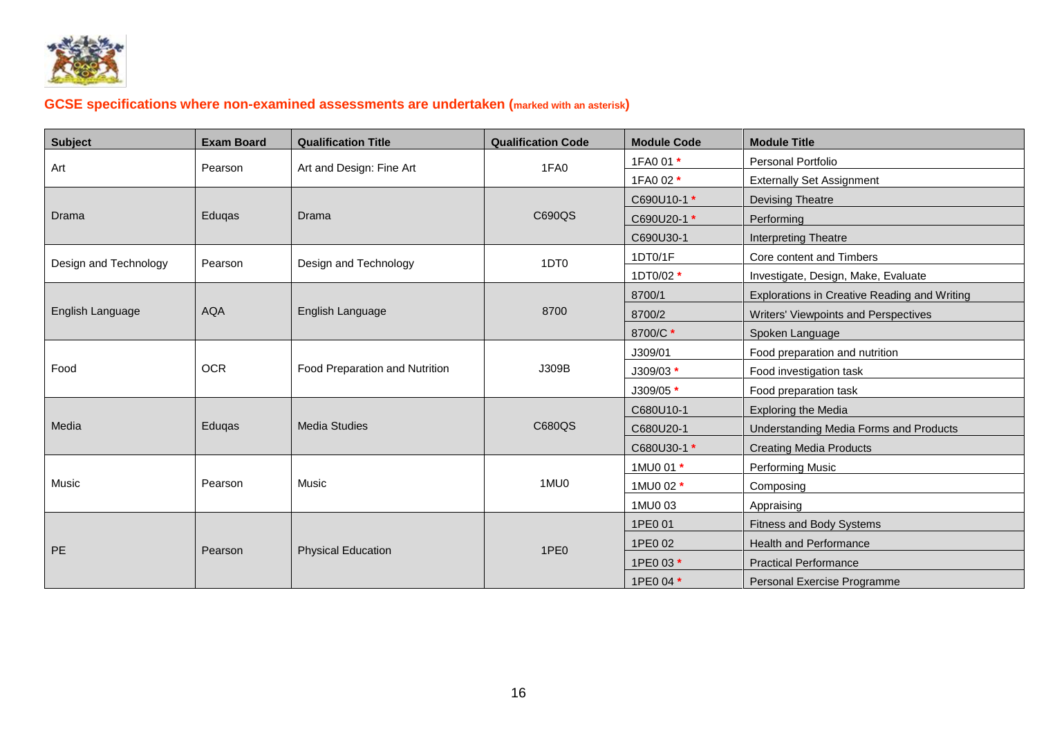## GCSE specifications where non-examined assessments are undertaken (marked with an asterisk)

| Subject | Exam Board | Qualification Title | Qualification Code | Module Code | Module Title |
|---|---|---|---|---|---|
| Art | Pearson | Art and Design: Fine Art | 1FA0 | 1FA0 01 * | Personal Portfolio |
| | | | | 1FA0 02 * | Externally Set Assignment |
| Drama | Eduqas | Drama | C690QS | C690U10-1 * | Devising Theatre |
| | | | | C690U20-1 * | Performing |
| | | | | C690U30-1 | Interpreting Theatre |
| Design and Technology | Pearson | Design and Technology | 1DT0 | 1DT0/1F | Core content and Timbers |
| | | | | 1DT0/02 * | Investigate, Design, Make, Evaluate |
| English Language | AQA | English Language | 8700 | 8700/1 | Explorations in Creative Reading and Writing |
| | | | | 8700/2 | Writers' Viewpoints and Perspectives |
| | | | | 8700/C * | Spoken Language |
| Food | OCR | Food Preparation and Nutrition | J309B | J309/01 | Food preparation and nutrition |
| | | | | J309/03 * | Food investigation task |
| | | | | J309/05 * | Food preparation task |
| Media | Eduqas | Media Studies | C680QS | C680U10-1 | Exploring the Media |
| | | | | C680U20-1 | Understanding Media Forms and Products |
| | | | | C680U30-1 * | Creating Media Products |
| Music | Pearson | Music | 1MU0 | 1MU0 01 * | Performing Music |
| | | | | 1MU0 02 * | Composing |
| | | | | 1MU0 03 | Appraising |
| PE | Pearson | Physical Education | 1PE0 | 1PE0 01 | Fitness and Body Systems |
| | | | | 1PE0 02 | Health and Performance |
| | | | | 1PE0 03 * | Practical Performance |
| | | | | 1PE0 04 * | Personal Exercise Programme |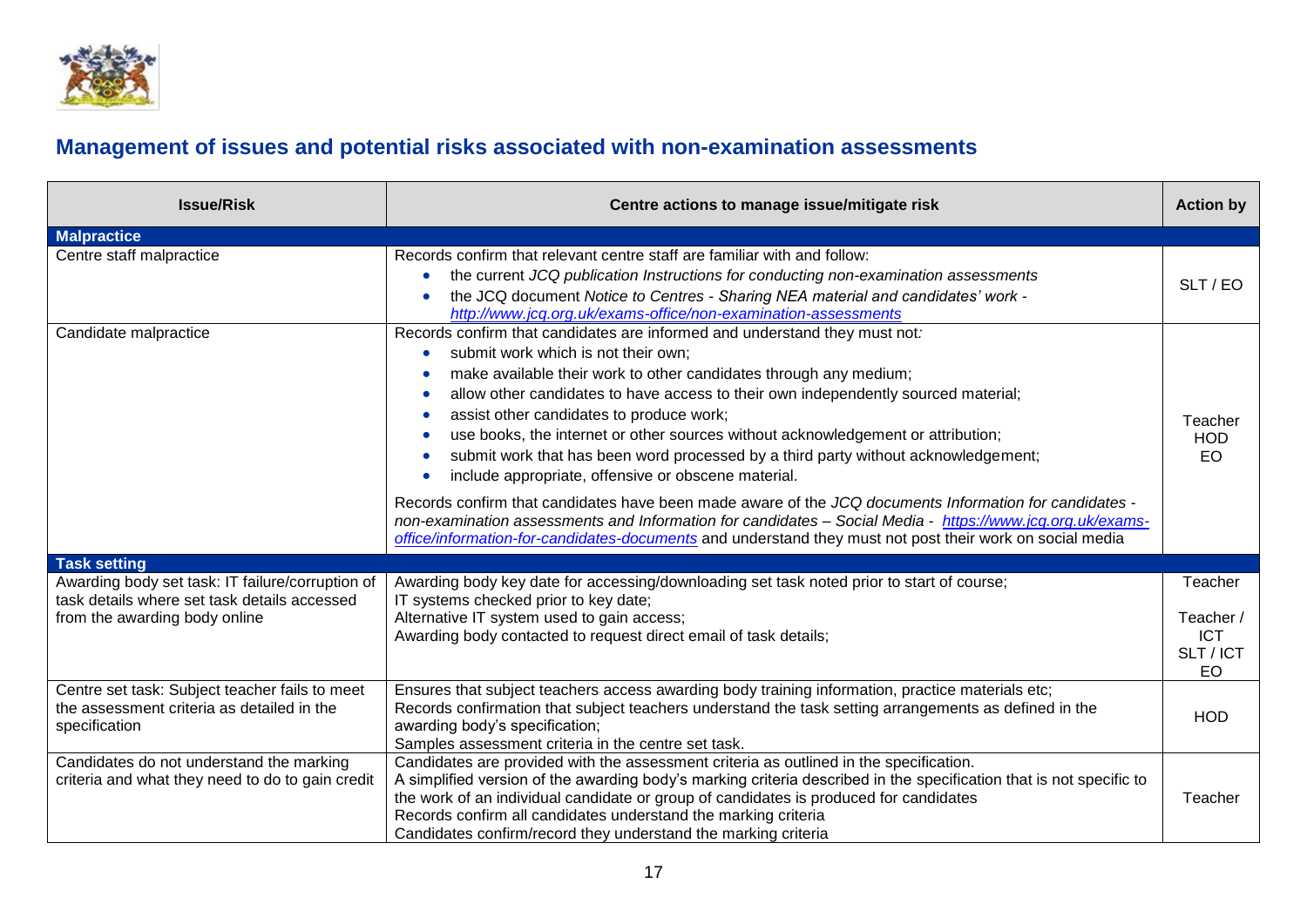## Management of issues and potential risks associated with non-examination assessments

| Issue/Risk | Centre actions to manage issue/mitigate risk | Action by |
|---|---|---|
| **Malpractice** | | |
| Centre staff malpractice | Records confirm that relevant centre staff are familiar with and follow:<br>• the current *JCQ publication Instructions for conducting non-examination assessments*<br>• the JCQ document *Notice to Centres - Sharing NEA material and candidates' work* - *http://www.jcq.org.uk/exams-office/non-examination-assessments* | SLT / EO |
| Candidate malpractice | Records confirm that candidates are informed and understand they must not:<br>• submit work which is not their own;<br>• make available their work to other candidates through any medium;<br>• allow other candidates to have access to their own independently sourced material;<br>• assist other candidates to produce work;<br>• use books, the internet or other sources without acknowledgement or attribution;<br>• submit work that has been word processed by a third party without acknowledgement;<br>• include appropriate, offensive or obscene material.<br>Records confirm that candidates have been made aware of the *JCQ documents Information for candidates - non-examination assessments and Information for candidates – Social Media - https://www.jcq.org.uk/exams-office/information-for-candidates-documents* and understand they must not post their work on social media | Teacher<br>HOD<br>EO |
| **Task setting** | | |
| Awarding body set task: IT failure/corruption of task details where set task details accessed from the awarding body online | Awarding body key date for accessing/downloading set task noted prior to start of course;<br>IT systems checked prior to key date;<br>Alternative IT system used to gain access;<br>Awarding body contacted to request direct email of task details; | Teacher<br>Teacher / ICT<br>SLT / ICT<br>EO |
| Centre set task: Subject teacher fails to meet the assessment criteria as detailed in the specification | Ensures that subject teachers access awarding body training information, practice materials etc;<br>Records confirmation that subject teachers understand the task setting arrangements as defined in the awarding body's specification;<br>Samples assessment criteria in the centre set task. | HOD |
| Candidates do not understand the marking criteria and what they need to do to gain credit | Candidates are provided with the assessment criteria as outlined in the specification.<br>A simplified version of the awarding body's marking criteria described in the specification that is not specific to the work of an individual candidate or group of candidates is produced for candidates<br>Records confirm all candidates understand the marking criteria<br>Candidates confirm/record they understand the marking criteria | Teacher |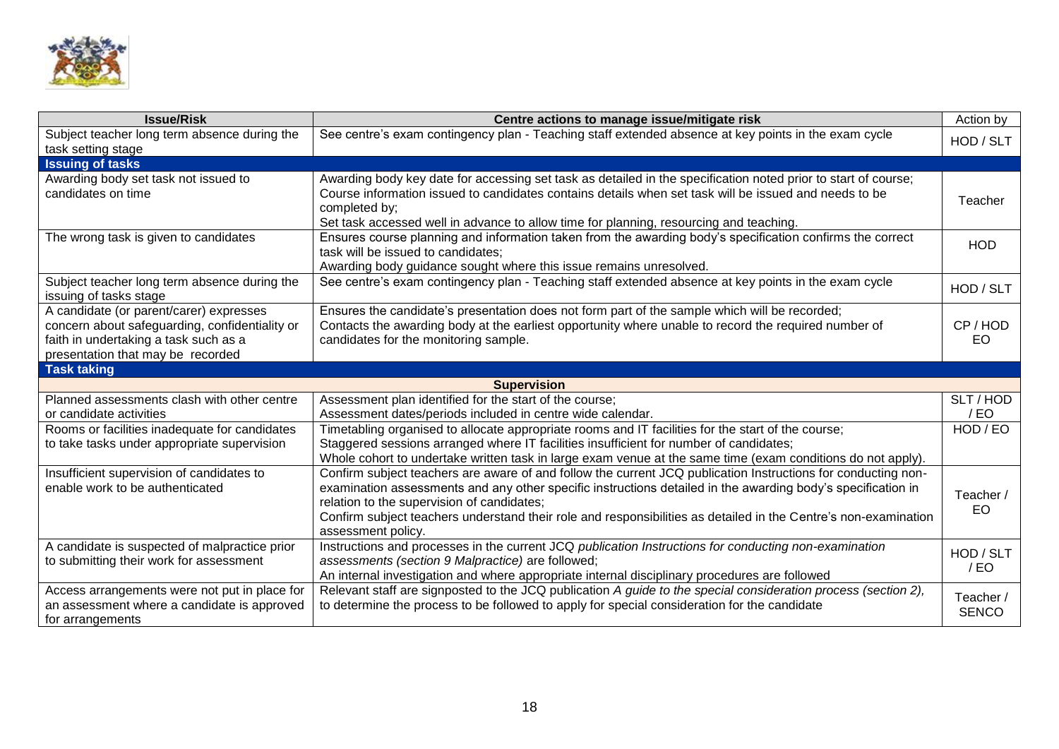| Issue/Risk | Centre actions to manage issue/mitigate risk | Action by |
|---|---|---|
| Subject teacher long term absence during the task setting stage | See centre's exam contingency plan - Teaching staff extended absence at key points in the exam cycle | HOD / SLT |
| **Issuing of tasks** | | |
| Awarding body set task not issued to candidates on time | Awarding body key date for accessing set task as detailed in the specification noted prior to start of course;<br>Course information issued to candidates contains details when set task will be issued and needs to be completed by;<br>Set task accessed well in advance to allow time for planning, resourcing and teaching. | Teacher |
| The wrong task is given to candidates | Ensures course planning and information taken from the awarding body's specification confirms the correct task will be issued to candidates;<br>Awarding body guidance sought where this issue remains unresolved. | HOD |
| Subject teacher long term absence during the issuing of tasks stage | See centre's exam contingency plan - Teaching staff extended absence at key points in the exam cycle | HOD / SLT |
| A candidate (or parent/carer) expresses concern about safeguarding, confidentiality or faith in undertaking a task such as a presentation that may be recorded | Ensures the candidate's presentation does not form part of the sample which will be recorded;<br>Contacts the awarding body at the earliest opportunity where unable to record the required number of candidates for the monitoring sample. | CP / HOD EO |
| **Task taking** | | |
| | **Supervision** | |
| Planned assessments clash with other centre or candidate activities | Assessment plan identified for the start of the course;<br>Assessment dates/periods included in centre wide calendar. | SLT / HOD / EO |
| Rooms or facilities inadequate for candidates to take tasks under appropriate supervision | Timetabling organised to allocate appropriate rooms and IT facilities for the start of the course;<br>Staggered sessions arranged where IT facilities insufficient for number of candidates;<br>Whole cohort to undertake written task in large exam venue at the same time (exam conditions do not apply). | HOD / EO |
| Insufficient supervision of candidates to enable work to be authenticated | Confirm subject teachers are aware of and follow the current JCQ publication Instructions for conducting non-examination assessments and any other specific instructions detailed in the awarding body's specification in relation to the supervision of candidates;<br>Confirm subject teachers understand their role and responsibilities as detailed in the Centre's non-examination assessment policy. | Teacher / EO |
| A candidate is suspected of malpractice prior to submitting their work for assessment | Instructions and processes in the current JCQ *publication Instructions for conducting non-examination assessments (section 9 Malpractice)* are followed;<br>An internal investigation and where appropriate internal disciplinary procedures are followed | HOD / SLT / EO |
| Access arrangements were not put in place for an assessment where a candidate is approved for arrangements | Relevant staff are signposted to the JCQ publication *A guide to the special consideration process (section 2),* to determine the process to be followed to apply for special consideration for the candidate | Teacher / SENCO |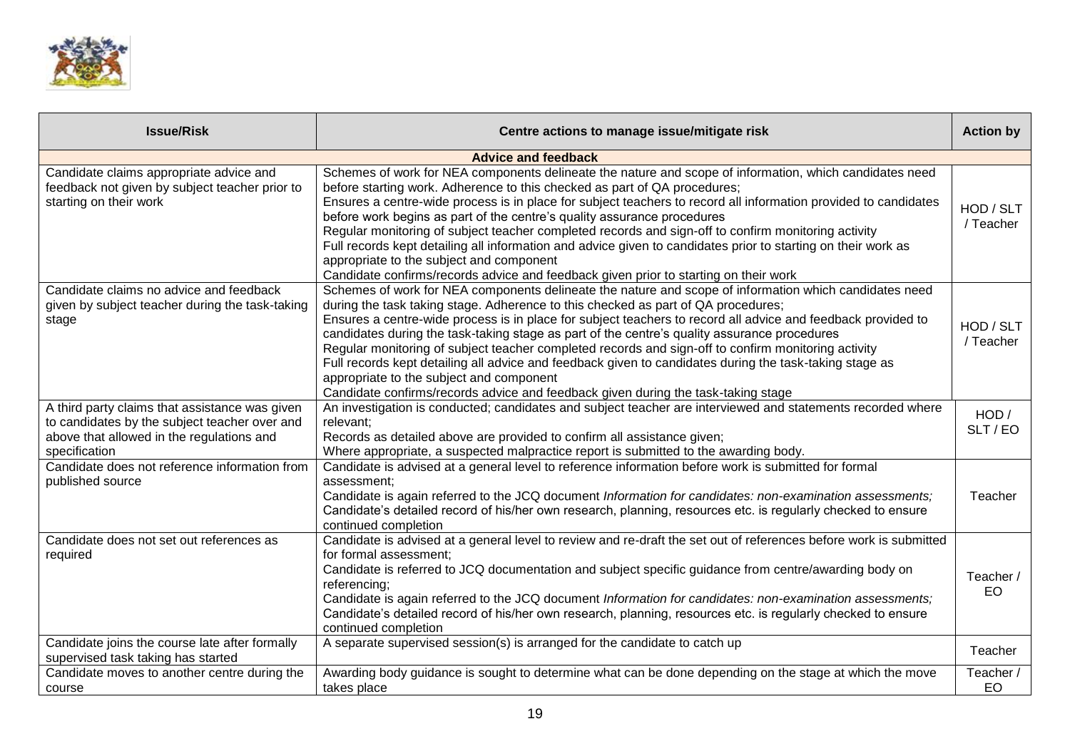| Issue/Risk | Centre actions to manage issue/mitigate risk | Action by |
|---|---|---|
| **Advice and feedback** | | |
| Candidate claims appropriate advice and feedback not given by subject teacher prior to starting on their work | Schemes of work for NEA components delineate the nature and scope of information, which candidates need before starting work. Adherence to this checked as part of QA procedures;<br>Ensures a centre-wide process is in place for subject teachers to record all information provided to candidates before work begins as part of the centre's quality assurance procedures<br>Regular monitoring of subject teacher completed records and sign-off to confirm monitoring activity<br>Full records kept detailing all information and advice given to candidates prior to starting on their work as appropriate to the subject and component<br>Candidate confirms/records advice and feedback given prior to starting on their work | HOD / SLT / Teacher |
| Candidate claims no advice and feedback given by subject teacher during the task-taking stage | Schemes of work for NEA components delineate the nature and scope of information which candidates need during the task taking stage. Adherence to this checked as part of QA procedures;<br>Ensures a centre-wide process is in place for subject teachers to record all advice and feedback provided to candidates during the task-taking stage as part of the centre's quality assurance procedures<br>Regular monitoring of subject teacher completed records and sign-off to confirm monitoring activity<br>Full records kept detailing all advice and feedback given to candidates during the task-taking stage as appropriate to the subject and component<br>Candidate confirms/records advice and feedback given during the task-taking stage | HOD / SLT / Teacher |
| A third party claims that assistance was given to candidates by the subject teacher over and above that allowed in the regulations and specification | An investigation is conducted; candidates and subject teacher are interviewed and statements recorded where relevant;<br>Records as detailed above are provided to confirm all assistance given;<br>Where appropriate, a suspected malpractice report is submitted to the awarding body. | HOD / SLT / EO |
| Candidate does not reference information from published source | Candidate is advised at a general level to reference information before work is submitted for formal assessment;<br>Candidate is again referred to the JCQ document *Information for candidates: non-examination assessments;*<br>Candidate's detailed record of his/her own research, planning, resources etc. is regularly checked to ensure continued completion | Teacher |
| Candidate does not set out references as required | Candidate is advised at a general level to review and re-draft the set out of references before work is submitted for formal assessment;<br>Candidate is referred to JCQ documentation and subject specific guidance from centre/awarding body on referencing;<br>Candidate is again referred to the JCQ document *Information for candidates: non-examination assessments;*<br>Candidate's detailed record of his/her own research, planning, resources etc. is regularly checked to ensure continued completion | Teacher / EO |
| Candidate joins the course late after formally supervised task taking has started | A separate supervised session(s) is arranged for the candidate to catch up | Teacher |
| Candidate moves to another centre during the course | Awarding body guidance is sought to determine what can be done depending on the stage at which the move takes place | Teacher / EO |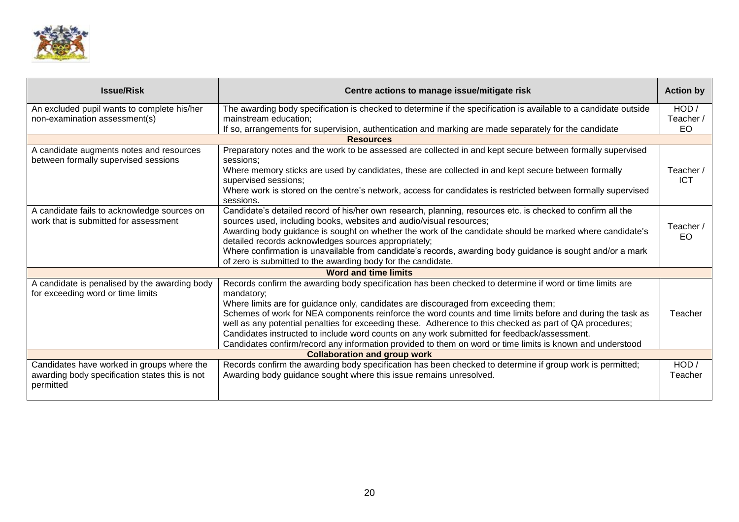| Issue/Risk | Centre actions to manage issue/mitigate risk | Action by |
|---|---|---|
| An excluded pupil wants to complete his/her non-examination assessment(s) | The awarding body specification is checked to determine if the specification is available to a candidate outside mainstream education;<br>If so, arrangements for supervision, authentication and marking are made separately for the candidate | HOD / Teacher / EO |
| **Resources** | | |
| A candidate augments notes and resources between formally supervised sessions | Preparatory notes and the work to be assessed are collected in and kept secure between formally supervised sessions;<br>Where memory sticks are used by candidates, these are collected in and kept secure between formally supervised sessions;<br>Where work is stored on the centre's network, access for candidates is restricted between formally supervised sessions. | Teacher / ICT |
| A candidate fails to acknowledge sources on work that is submitted for assessment | Candidate's detailed record of his/her own research, planning, resources etc. is checked to confirm all the sources used, including books, websites and audio/visual resources;<br>Awarding body guidance is sought on whether the work of the candidate should be marked where candidate's detailed records acknowledges sources appropriately;<br>Where confirmation is unavailable from candidate's records, awarding body guidance is sought and/or a mark of zero is submitted to the awarding body for the candidate. | Teacher / EO |
| **Word and time limits** | | |
| A candidate is penalised by the awarding body for exceeding word or time limits | Records confirm the awarding body specification has been checked to determine if word or time limits are mandatory;<br>Where limits are for guidance only, candidates are discouraged from exceeding them;<br>Schemes of work for NEA components reinforce the word counts and time limits before and during the task as well as any potential penalties for exceeding these. Adherence to this checked as part of QA procedures;<br>Candidates instructed to include word counts on any work submitted for feedback/assessment.<br>Candidates confirm/record any information provided to them on word or time limits is known and understood | Teacher |
| **Collaboration and group work** | | |
| Candidates have worked in groups where the awarding body specification states this is not permitted | Records confirm the awarding body specification has been checked to determine if group work is permitted;<br>Awarding body guidance sought where this issue remains unresolved. | HOD / Teacher |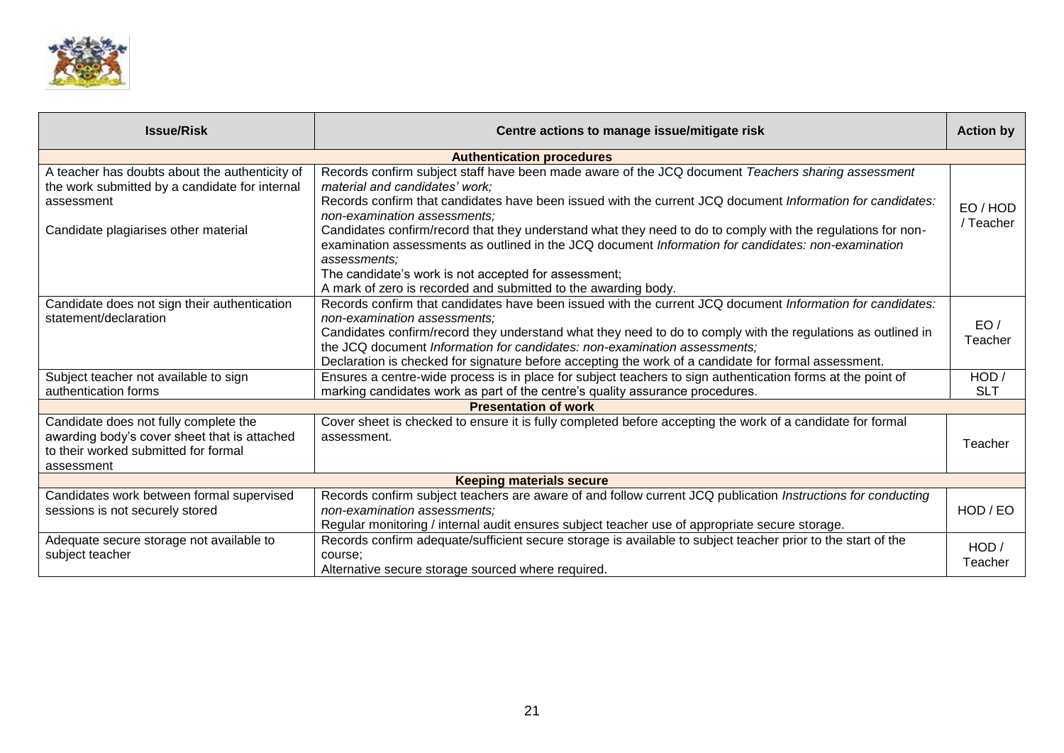| Issue/Risk | Centre actions to manage issue/mitigate risk | Action by |
|---|---|---|
| **Authentication procedures** | | |
| A teacher has doubts about the authenticity of the work submitted by a candidate for internal assessment<br><br>Candidate plagiarises other material | Records confirm subject staff have been made aware of the JCQ document *Teachers sharing assessment material and candidates' work;*<br>Records confirm that candidates have been issued with the current JCQ document *Information for candidates: non-examination assessments;*<br>Candidates confirm/record that they understand what they need to do to comply with the regulations for non-examination assessments as outlined in the JCQ document *Information for candidates: non-examination assessments;*<br>The candidate's work is not accepted for assessment;<br>A mark of zero is recorded and submitted to the awarding body. | EO / HOD / Teacher |
| Candidate does not sign their authentication statement/declaration | Records confirm that candidates have been issued with the current JCQ document *Information for candidates: non-examination assessments;*<br>Candidates confirm/record they understand what they need to do to comply with the regulations as outlined in the JCQ document *Information for candidates: non-examination assessments;*<br>Declaration is checked for signature before accepting the work of a candidate for formal assessment. | EO / Teacher |
| Subject teacher not available to sign authentication forms | Ensures a centre-wide process is in place for subject teachers to sign authentication forms at the point of marking candidates work as part of the centre's quality assurance procedures. | HOD / SLT |
| **Presentation of work** | | |
| Candidate does not fully complete the awarding body's cover sheet that is attached to their worked submitted for formal assessment | Cover sheet is checked to ensure it is fully completed before accepting the work of a candidate for formal assessment. | Teacher |
| **Keeping materials secure** | | |
| Candidates work between formal supervised sessions is not securely stored | Records confirm subject teachers are aware of and follow current JCQ publication *Instructions for conducting non-examination assessments;*<br>Regular monitoring / internal audit ensures subject teacher use of appropriate secure storage. | HOD / EO |
| Adequate secure storage not available to subject teacher | Records confirm adequate/sufficient secure storage is available to subject teacher prior to the start of the course;<br>Alternative secure storage sourced where required. | HOD / Teacher |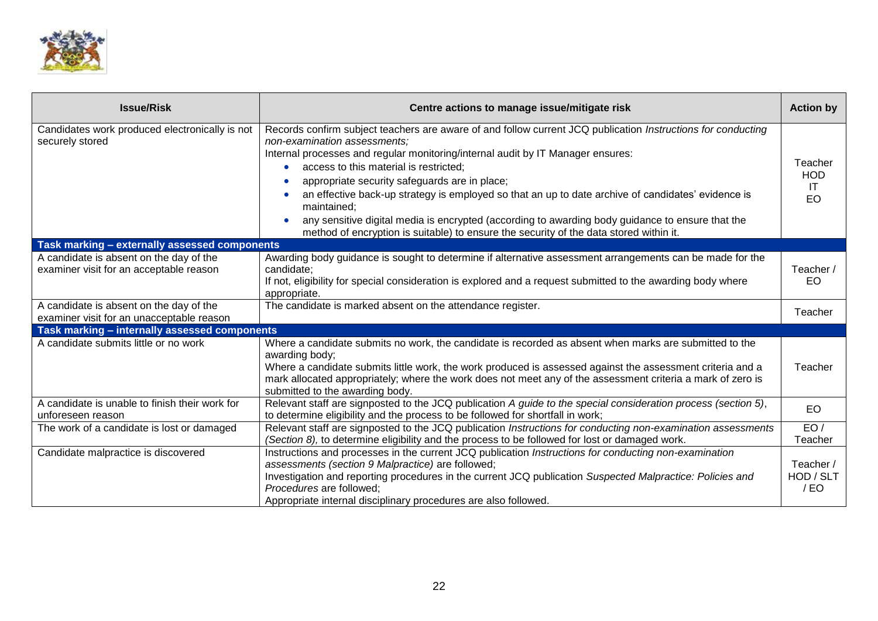| Issue/Risk | Centre actions to manage issue/mitigate risk | Action by |
|---|---|---|
| Candidates work produced electronically is not securely stored | Records confirm subject teachers are aware of and follow current JCQ publication *Instructions for conducting non-examination assessments;*<br>Internal processes and regular monitoring/internal audit by IT Manager ensures:<br>• access to this material is restricted;<br>• appropriate security safeguards are in place;<br>• an effective back-up strategy is employed so that an up to date archive of candidates' evidence is maintained;<br>• any sensitive digital media is encrypted (according to awarding body guidance to ensure that the method of encryption is suitable) to ensure the security of the data stored within it. | Teacher<br>HOD<br>IT<br>EO |
| **Task marking – externally assessed components** | | |
| A candidate is absent on the day of the examiner visit for an acceptable reason | Awarding body guidance is sought to determine if alternative assessment arrangements can be made for the candidate;<br>If not, eligibility for special consideration is explored and a request submitted to the awarding body where appropriate. | Teacher / EO |
| A candidate is absent on the day of the examiner visit for an unacceptable reason | The candidate is marked absent on the attendance register. | Teacher |
| **Task marking – internally assessed components** | | |
| A candidate submits little or no work | Where a candidate submits no work, the candidate is recorded as absent when marks are submitted to the awarding body;<br>Where a candidate submits little work, the work produced is assessed against the assessment criteria and a mark allocated appropriately; where the work does not meet any of the assessment criteria a mark of zero is submitted to the awarding body. | Teacher |
| A candidate is unable to finish their work for unforeseen reason | Relevant staff are signposted to the JCQ publication *A guide to the special consideration process (section 5)*, to determine eligibility and the process to be followed for shortfall in work; | EO |
| The work of a candidate is lost or damaged | Relevant staff are signposted to the JCQ publication *Instructions for conducting non-examination assessments (Section 8),* to determine eligibility and the process to be followed for lost or damaged work. | EO / Teacher |
| Candidate malpractice is discovered | Instructions and processes in the current JCQ publication *Instructions for conducting non-examination assessments (section 9 Malpractice)* are followed;<br>Investigation and reporting procedures in the current JCQ publication *Suspected Malpractice: Policies and Procedures* are followed;<br>Appropriate internal disciplinary procedures are also followed. | Teacher / HOD / SLT / EO |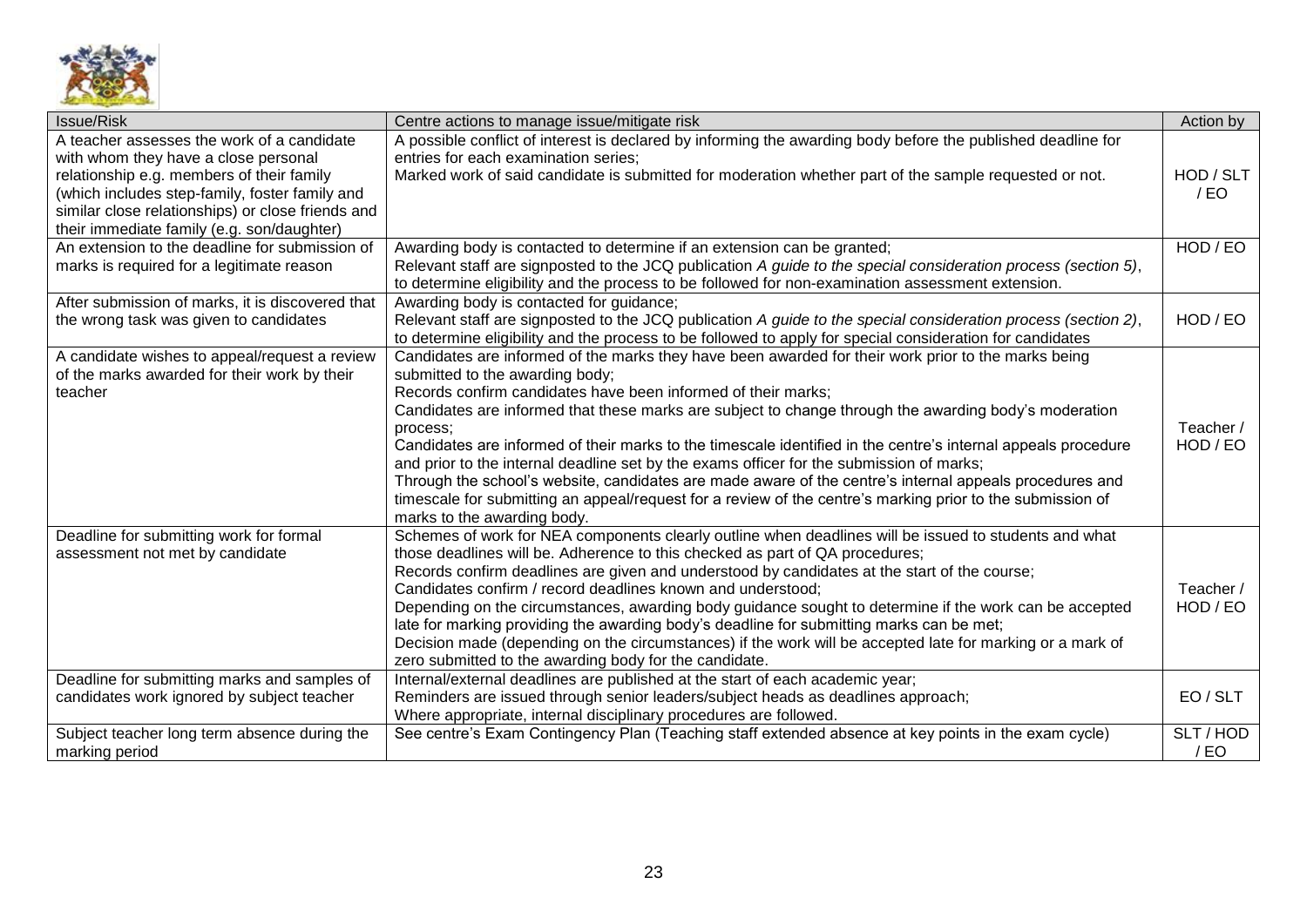| Issue/Risk | Centre actions to manage issue/mitigate risk | Action by |
|---|---|---|
| A teacher assesses the work of a candidate with whom they have a close personal relationship e.g. members of their family (which includes step-family, foster family and similar close relationships) or close friends and their immediate family (e.g. son/daughter) | A possible conflict of interest is declared by informing the awarding body before the published deadline for entries for each examination series;<br>Marked work of said candidate is submitted for moderation whether part of the sample requested or not. | HOD / SLT / EO |
| An extension to the deadline for submission of marks is required for a legitimate reason | Awarding body is contacted to determine if an extension can be granted;<br>Relevant staff are signposted to the JCQ publication *A guide to the special consideration process (section 5)*, to determine eligibility and the process to be followed for non-examination assessment extension. | HOD / EO |
| After submission of marks, it is discovered that the wrong task was given to candidates | Awarding body is contacted for guidance;<br>Relevant staff are signposted to the JCQ publication *A guide to the special consideration process (section 2)*, to determine eligibility and the process to be followed to apply for special consideration for candidates | HOD / EO |
| A candidate wishes to appeal/request a review of the marks awarded for their work by their teacher | Candidates are informed of the marks they have been awarded for their work prior to the marks being submitted to the awarding body;<br>Records confirm candidates have been informed of their marks;<br>Candidates are informed that these marks are subject to change through the awarding body's moderation process;<br>Candidates are informed of their marks to the timescale identified in the centre's internal appeals procedure and prior to the internal deadline set by the exams officer for the submission of marks;<br>Through the school's website, candidates are made aware of the centre's internal appeals procedures and timescale for submitting an appeal/request for a review of the centre's marking prior to the submission of marks to the awarding body. | Teacher / HOD / EO |
| Deadline for submitting work for formal assessment not met by candidate | Schemes of work for NEA components clearly outline when deadlines will be issued to students and what those deadlines will be. Adherence to this checked as part of QA procedures;<br>Records confirm deadlines are given and understood by candidates at the start of the course;<br>Candidates confirm / record deadlines known and understood;<br>Depending on the circumstances, awarding body guidance sought to determine if the work can be accepted late for marking providing the awarding body's deadline for submitting marks can be met;<br>Decision made (depending on the circumstances) if the work will be accepted late for marking or a mark of zero submitted to the awarding body for the candidate. | Teacher / HOD / EO |
| Deadline for submitting marks and samples of candidates work ignored by subject teacher | Internal/external deadlines are published at the start of each academic year;<br>Reminders are issued through senior leaders/subject heads as deadlines approach;<br>Where appropriate, internal disciplinary procedures are followed. | EO / SLT |
| Subject teacher long term absence during the marking period | See centre's Exam Contingency Plan (Teaching staff extended absence at key points in the exam cycle) | SLT / HOD / EO |